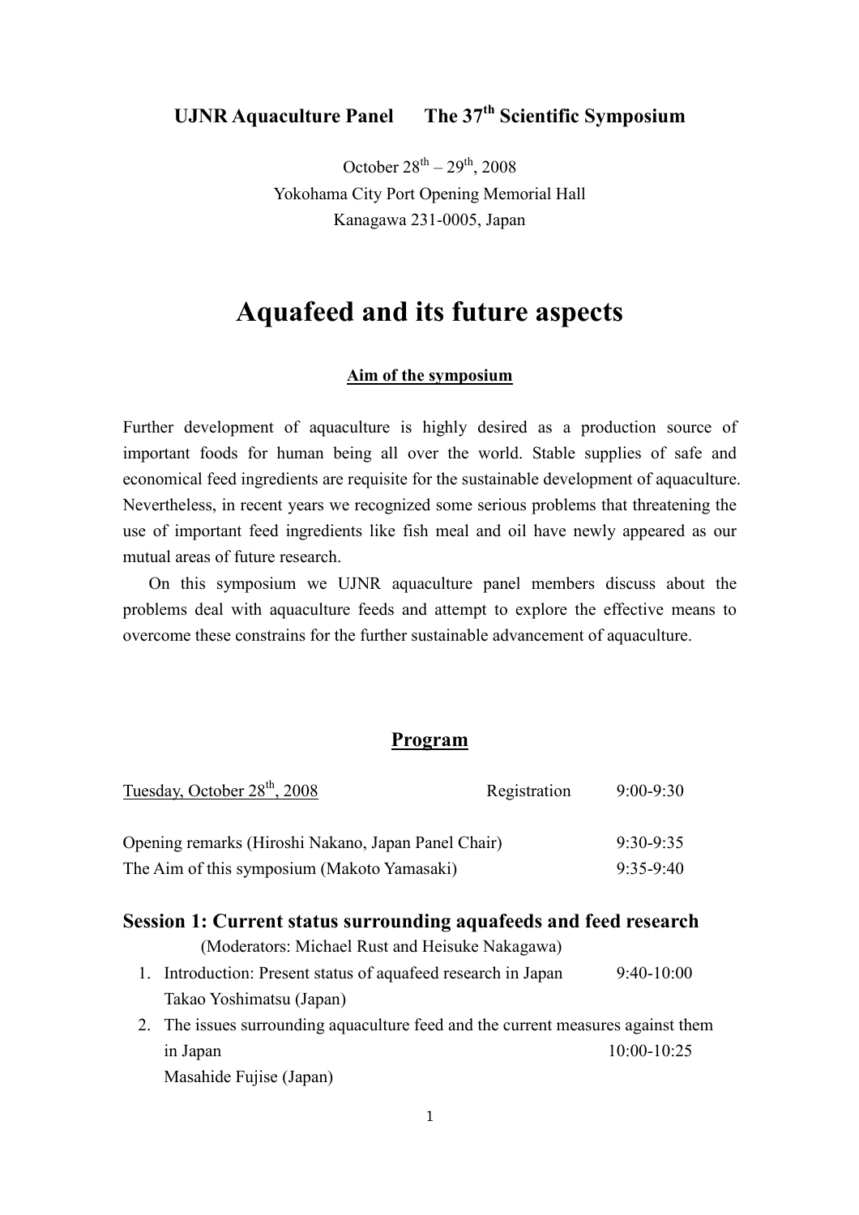**UJNR Aquaculture Panel The 37th Scientific Symposium**

October 28th – 29th, 2008
Yokohama City Port Opening Memorial Hall
Kanagawa 231-0005, Japan

# Aquafeed and its future aspects

**Aim of the symposium**

Further development of aquaculture is highly desired as a production source of important foods for human being all over the world. Stable supplies of safe and economical feed ingredients are requisite for the sustainable development of aquaculture. Nevertheless, in recent years we recognized some serious problems that threatening the use of important feed ingredients like fish meal and oil have newly appeared as our mutual areas of future research.

On this symposium we UJNR aquaculture panel members discuss about the problems deal with aquaculture feeds and attempt to explore the effective means to overcome these constrains for the further sustainable advancement of aquaculture.

## Program

Tuesday, October 28th, 2008 — Registration 9:00-9:30

Opening remarks (Hiroshi Nakano, Japan Panel Chair) 9:30-9:35
The Aim of this symposium (Makoto Yamasaki) 9:35-9:40

### Session 1: Current status surrounding aquafeeds and feed research

(Moderators: Michael Rust and Heisuke Nakagawa)

1. Introduction: Present status of aquafeed research in Japan 9:40-10:00
   Takao Yoshimatsu (Japan)
2. The issues surrounding aquaculture feed and the current measures against them in Japan 10:00-10:25
   Masahide Fujise (Japan)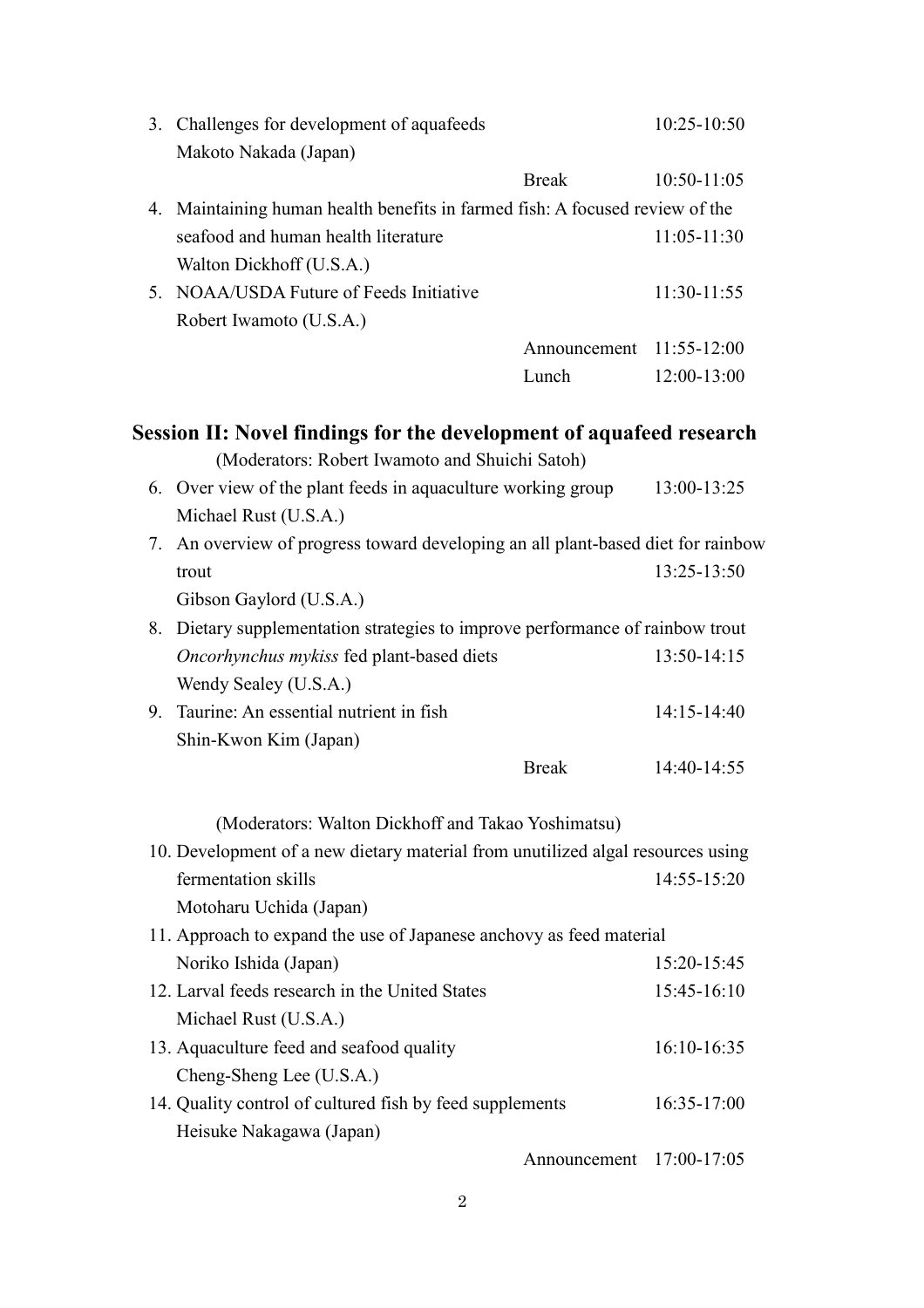3. Challenges for development of aquafeeds — 10:25-10:50
   Makoto Nakada (Japan)

   Break — 10:50-11:05

4. Maintaining human health benefits in farmed fish: A focused review of the seafood and human health literature — 11:05-11:30
   Walton Dickhoff (U.S.A.)

5. NOAA/USDA Future of Feeds Initiative — 11:30-11:55
   Robert Iwamoto (U.S.A.)

   Announcement — 11:55-12:00

   Lunch — 12:00-13:00

## Session II: Novel findings for the development of aquafeed research

(Moderators: Robert Iwamoto and Shuichi Satoh)

6. Over view of the plant feeds in aquaculture working group — 13:00-13:25
   Michael Rust (U.S.A.)

7. An overview of progress toward developing an all plant-based diet for rainbow trout — 13:25-13:50
   Gibson Gaylord (U.S.A.)

8. Dietary supplementation strategies to improve performance of rainbow trout *Oncorhynchus mykiss* fed plant-based diets — 13:50-14:15
   Wendy Sealey (U.S.A.)

9. Taurine: An essential nutrient in fish — 14:15-14:40
   Shin-Kwon Kim (Japan)

   Break — 14:40-14:55

(Moderators: Walton Dickhoff and Takao Yoshimatsu)

10. Development of a new dietary material from unutilized algal resources using fermentation skills — 14:55-15:20
    Motoharu Uchida (Japan)

11. Approach to expand the use of Japanese anchovy as feed material — 15:20-15:45
    Noriko Ishida (Japan)

12. Larval feeds research in the United States — 15:45-16:10
    Michael Rust (U.S.A.)

13. Aquaculture feed and seafood quality — 16:10-16:35
    Cheng-Sheng Lee (U.S.A.)

14. Quality control of cultured fish by feed supplements — 16:35-17:00
    Heisuke Nakagawa (Japan)

    Announcement — 17:00-17:05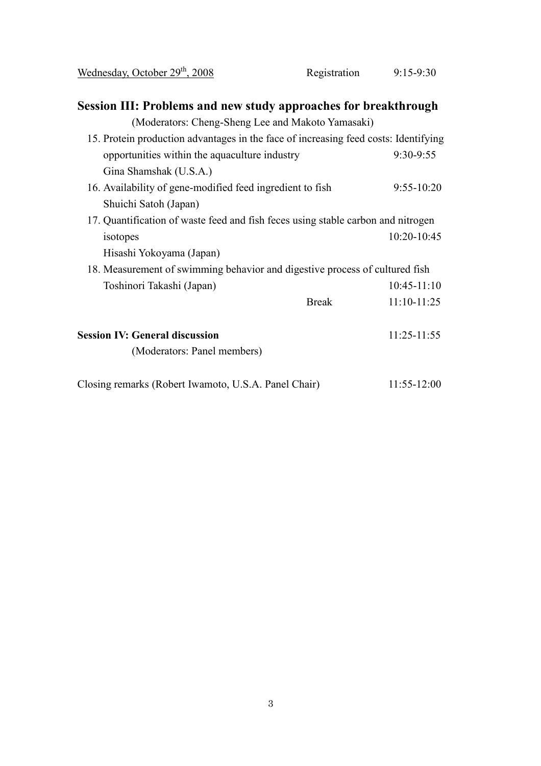Wednesday, October 29th, 2008 — Registration 9:15-9:30

## Session III: Problems and new study approaches for breakthrough

(Moderators: Cheng-Sheng Lee and Makoto Yamasaki)

15. Protein production advantages in the face of increasing feed costs: Identifying opportunities within the aquaculture industry — 9:30-9:55
    Gina Shamshak (U.S.A.)
16. Availability of gene-modified feed ingredient to fish — 9:55-10:20
    Shuichi Satoh (Japan)
17. Quantification of waste feed and fish feces using stable carbon and nitrogen isotopes — 10:20-10:45
    Hisashi Yokoyama (Japan)
18. Measurement of swimming behavior and digestive process of cultured fish
    Toshinori Takashi (Japan) — 10:45-11:10

Break — 11:10-11:25

**Session IV: General discussion** — 11:25-11:55

(Moderators: Panel members)

Closing remarks (Robert Iwamoto, U.S.A. Panel Chair) — 11:55-12:00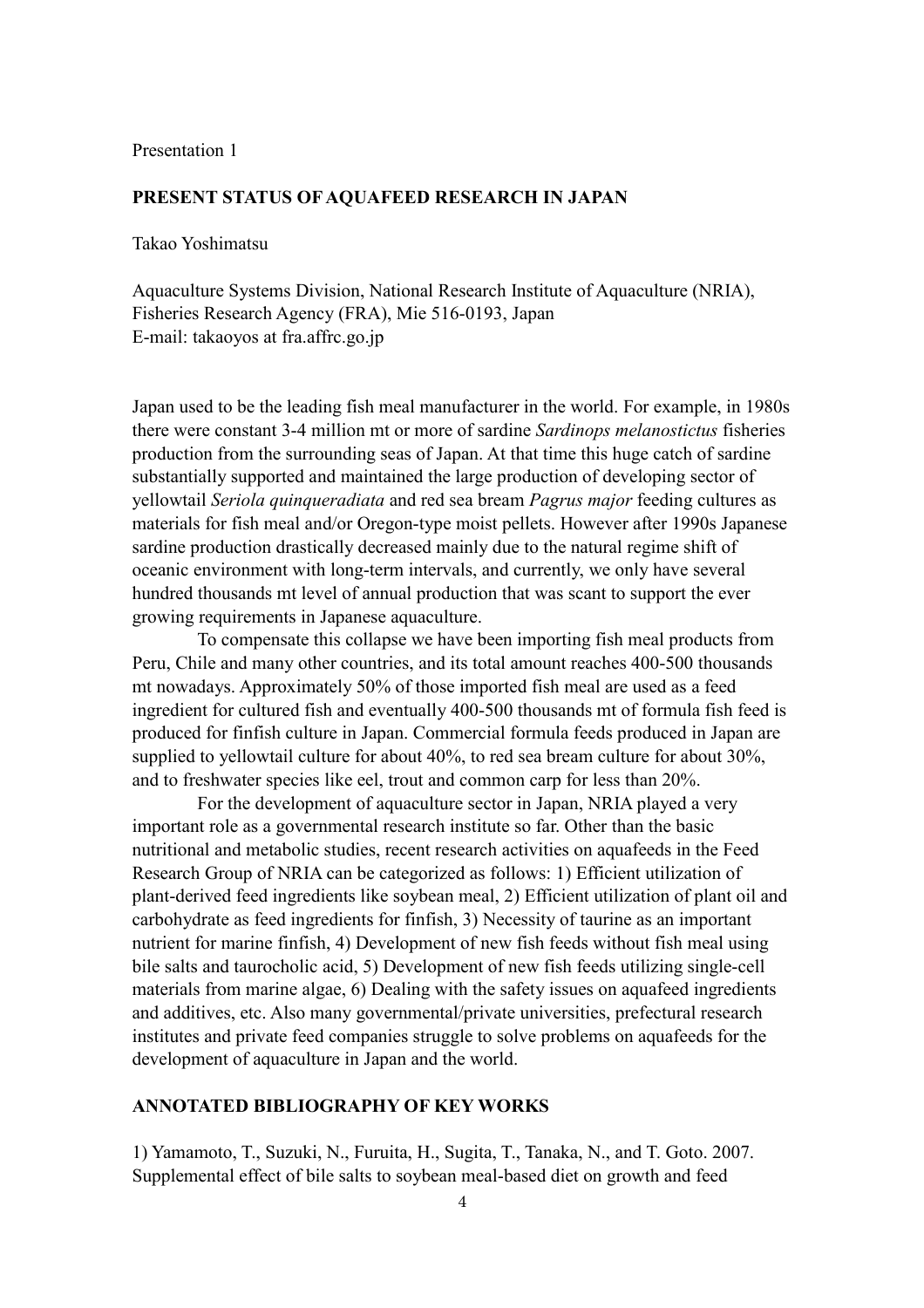Presentation 1

## PRESENT STATUS OF AQUAFEED RESEARCH IN JAPAN

Takao Yoshimatsu

Aquaculture Systems Division, National Research Institute of Aquaculture (NRIA), Fisheries Research Agency (FRA), Mie 516-0193, Japan
E-mail: takaoyos at fra.affrc.go.jp

Japan used to be the leading fish meal manufacturer in the world. For example, in 1980s there were constant 3-4 million mt or more of sardine *Sardinops melanostictus* fisheries production from the surrounding seas of Japan. At that time this huge catch of sardine substantially supported and maintained the large production of developing sector of yellowtail *Seriola quinqueradiata* and red sea bream *Pagrus major* feeding cultures as materials for fish meal and/or Oregon-type moist pellets. However after 1990s Japanese sardine production drastically decreased mainly due to the natural regime shift of oceanic environment with long-term intervals, and currently, we only have several hundred thousands mt level of annual production that was scant to support the ever growing requirements in Japanese aquaculture.

To compensate this collapse we have been importing fish meal products from Peru, Chile and many other countries, and its total amount reaches 400-500 thousands mt nowadays. Approximately 50% of those imported fish meal are used as a feed ingredient for cultured fish and eventually 400-500 thousands mt of formula fish feed is produced for finfish culture in Japan. Commercial formula feeds produced in Japan are supplied to yellowtail culture for about 40%, to red sea bream culture for about 30%, and to freshwater species like eel, trout and common carp for less than 20%.

For the development of aquaculture sector in Japan, NRIA played a very important role as a governmental research institute so far. Other than the basic nutritional and metabolic studies, recent research activities on aquafeeds in the Feed Research Group of NRIA can be categorized as follows: 1) Efficient utilization of plant-derived feed ingredients like soybean meal, 2) Efficient utilization of plant oil and carbohydrate as feed ingredients for finfish, 3) Necessity of taurine as an important nutrient for marine finfish, 4) Development of new fish feeds without fish meal using bile salts and taurocholic acid, 5) Development of new fish feeds utilizing single-cell materials from marine algae, 6) Dealing with the safety issues on aquafeed ingredients and additives, etc. Also many governmental/private universities, prefectural research institutes and private feed companies struggle to solve problems on aquafeeds for the development of aquaculture in Japan and the world.

## ANNOTATED BIBLIOGRAPHY OF KEY WORKS

1) Yamamoto, T., Suzuki, N., Furuita, H., Sugita, T., Tanaka, N., and T. Goto. 2007. Supplemental effect of bile salts to soybean meal-based diet on growth and feed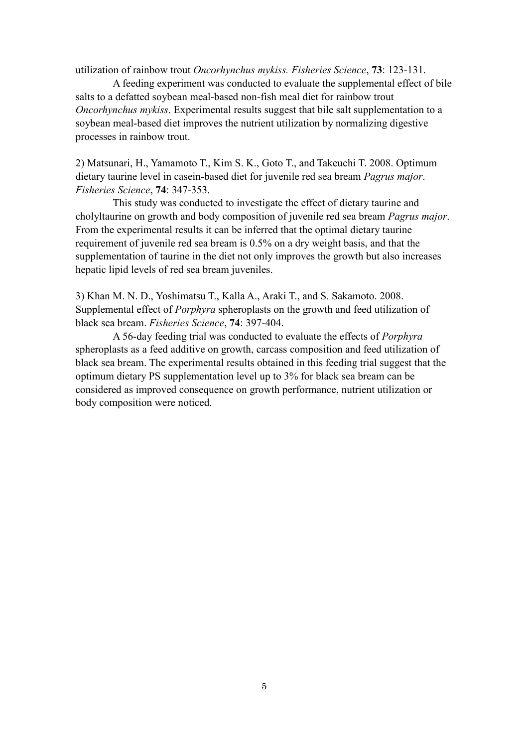utilization of rainbow trout *Oncorhynchus mykiss. Fisheries Science*, **73**: 123-131.

A feeding experiment was conducted to evaluate the supplemental effect of bile salts to a defatted soybean meal-based non-fish meal diet for rainbow trout *Oncorhynchus mykiss*. Experimental results suggest that bile salt supplementation to a soybean meal-based diet improves the nutrient utilization by normalizing digestive processes in rainbow trout.

2) Matsunari, H., Yamamoto T., Kim S. K., Goto T., and Takeuchi T. 2008. Optimum dietary taurine level in casein-based diet for juvenile red sea bream *Pagrus major*. *Fisheries Science*, **74**: 347-353.

This study was conducted to investigate the effect of dietary taurine and cholyltaurine on growth and body composition of juvenile red sea bream *Pagrus major*. From the experimental results it can be inferred that the optimal dietary taurine requirement of juvenile red sea bream is 0.5% on a dry weight basis, and that the supplementation of taurine in the diet not only improves the growth but also increases hepatic lipid levels of red sea bream juveniles.

3) Khan M. N. D., Yoshimatsu T., Kalla A., Araki T., and S. Sakamoto. 2008. Supplemental effect of *Porphyra* spheroplasts on the growth and feed utilization of black sea bream. *Fisheries Science*, **74**: 397-404.

A 56-day feeding trial was conducted to evaluate the effects of *Porphyra* spheroplasts as a feed additive on growth, carcass composition and feed utilization of black sea bream. The experimental results obtained in this feeding trial suggest that the optimum dietary PS supplementation level up to 3% for black sea bream can be considered as improved consequence on growth performance, nutrient utilization or body composition were noticed.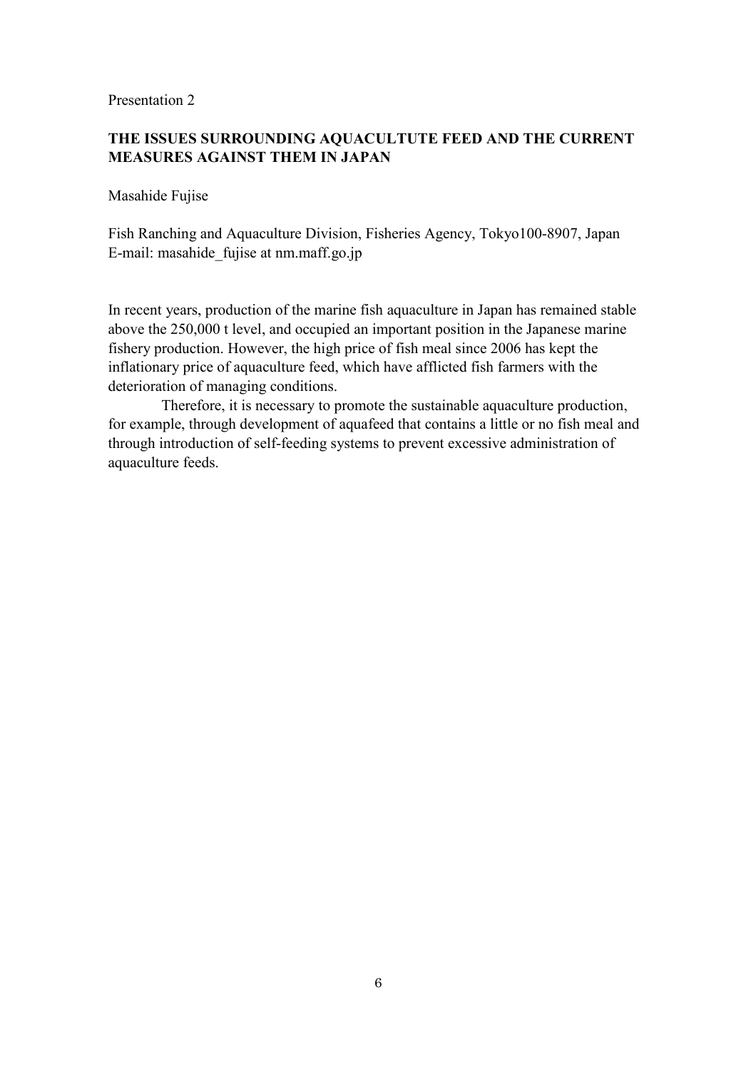Presentation 2

## THE ISSUES SURROUNDING AQUACULTUTE FEED AND THE CURRENT MEASURES AGAINST THEM IN JAPAN

Masahide Fujise

Fish Ranching and Aquaculture Division, Fisheries Agency, Tokyo100-8907, Japan
E-mail: masahide_fujise at nm.maff.go.jp

In recent years, production of the marine fish aquaculture in Japan has remained stable above the 250,000 t level, and occupied an important position in the Japanese marine fishery production. However, the high price of fish meal since 2006 has kept the inflationary price of aquaculture feed, which have afflicted fish farmers with the deterioration of managing conditions.

Therefore, it is necessary to promote the sustainable aquaculture production, for example, through development of aquafeed that contains a little or no fish meal and through introduction of self-feeding systems to prevent excessive administration of aquaculture feeds.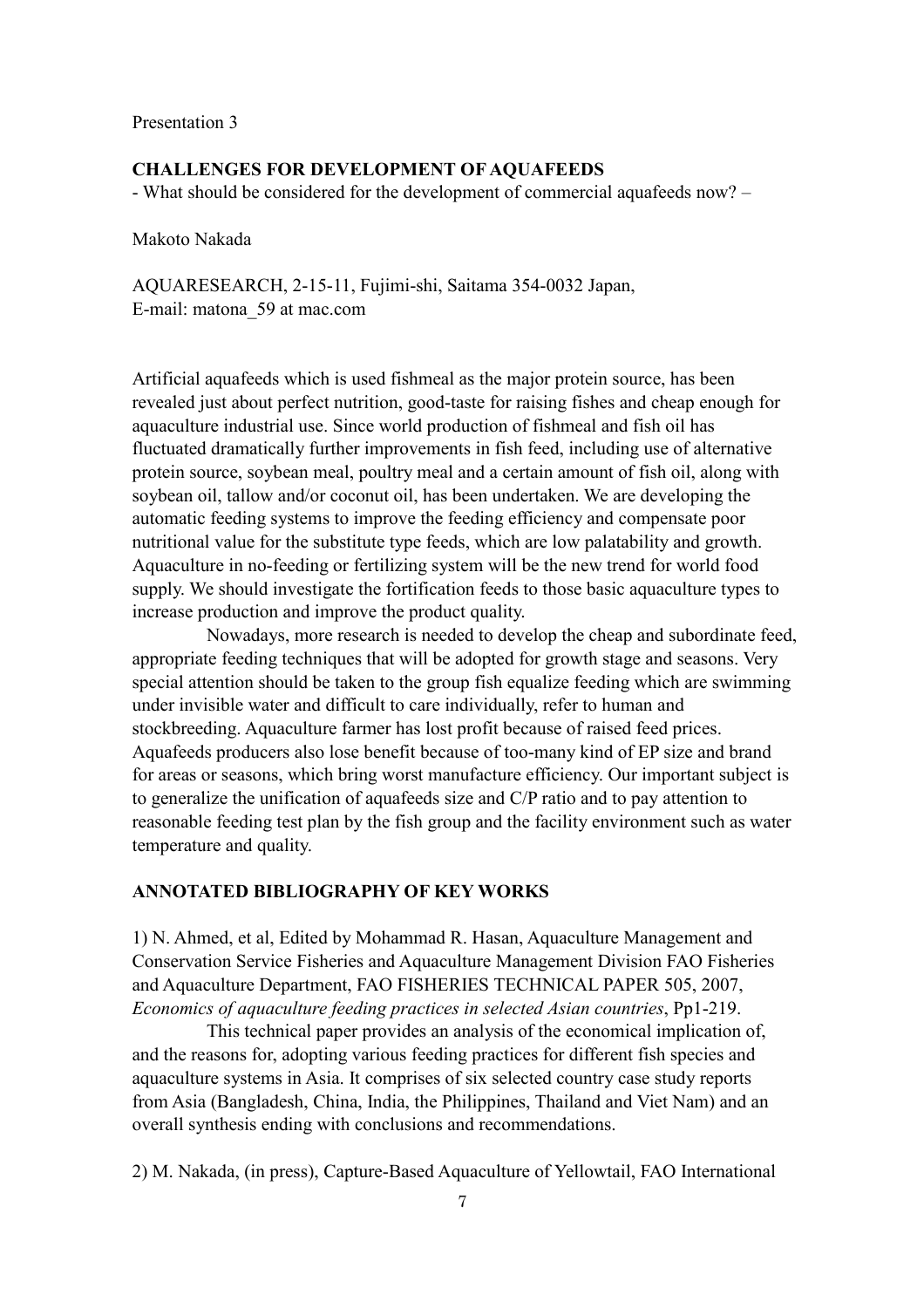Presentation 3

## CHALLENGES FOR DEVELOPMENT OF AQUAFEEDS

- What should be considered for the development of commercial aquafeeds now? –

Makoto Nakada

AQUARESEARCH, 2-15-11, Fujimi-shi, Saitama 354-0032 Japan,
E-mail: matona_59 at mac.com

Artificial aquafeeds which is used fishmeal as the major protein source, has been revealed just about perfect nutrition, good-taste for raising fishes and cheap enough for aquaculture industrial use. Since world production of fishmeal and fish oil has fluctuated dramatically further improvements in fish feed, including use of alternative protein source, soybean meal, poultry meal and a certain amount of fish oil, along with soybean oil, tallow and/or coconut oil, has been undertaken. We are developing the automatic feeding systems to improve the feeding efficiency and compensate poor nutritional value for the substitute type feeds, which are low palatability and growth. Aquaculture in no-feeding or fertilizing system will be the new trend for world food supply. We should investigate the fortification feeds to those basic aquaculture types to increase production and improve the product quality.

Nowadays, more research is needed to develop the cheap and subordinate feed, appropriate feeding techniques that will be adopted for growth stage and seasons. Very special attention should be taken to the group fish equalize feeding which are swimming under invisible water and difficult to care individually, refer to human and stockbreeding. Aquaculture farmer has lost profit because of raised feed prices. Aquafeeds producers also lose benefit because of too-many kind of EP size and brand for areas or seasons, which bring worst manufacture efficiency. Our important subject is to generalize the unification of aquafeeds size and C/P ratio and to pay attention to reasonable feeding test plan by the fish group and the facility environment such as water temperature and quality.

## ANNOTATED BIBLIOGRAPHY OF KEY WORKS

1) N. Ahmed, et al, Edited by Mohammad R. Hasan, Aquaculture Management and Conservation Service Fisheries and Aquaculture Management Division FAO Fisheries and Aquaculture Department, FAO FISHERIES TECHNICAL PAPER 505, 2007, *Economics of aquaculture feeding practices in selected Asian countries*, Pp1-219.

This technical paper provides an analysis of the economical implication of, and the reasons for, adopting various feeding practices for different fish species and aquaculture systems in Asia. It comprises of six selected country case study reports from Asia (Bangladesh, China, India, the Philippines, Thailand and Viet Nam) and an overall synthesis ending with conclusions and recommendations.

2) M. Nakada, (in press), Capture-Based Aquaculture of Yellowtail, FAO International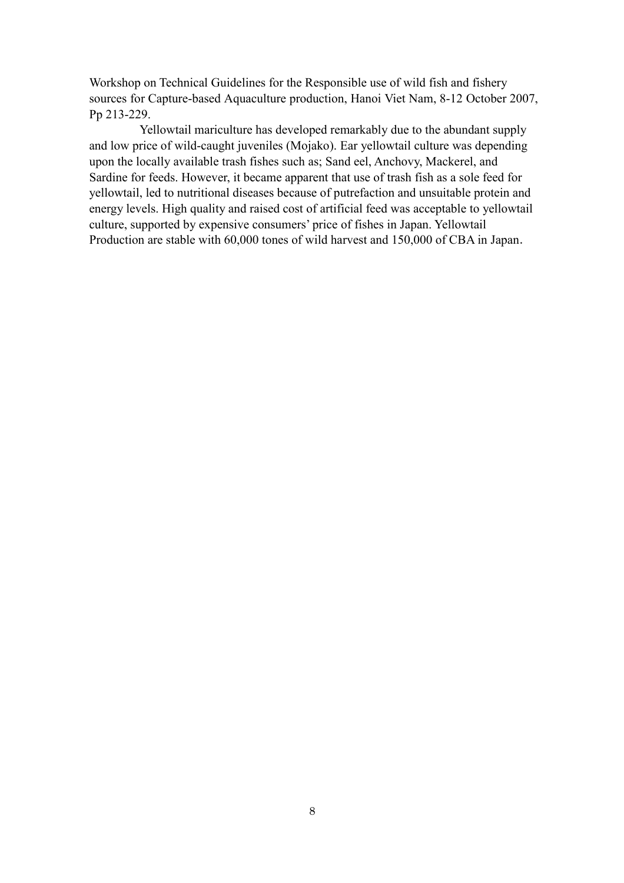Workshop on Technical Guidelines for the Responsible use of wild fish and fishery sources for Capture-based Aquaculture production, Hanoi Viet Nam, 8-12 October 2007, Pp 213-229.

Yellowtail mariculture has developed remarkably due to the abundant supply and low price of wild-caught juveniles (Mojako). Ear yellowtail culture was depending upon the locally available trash fishes such as; Sand eel, Anchovy, Mackerel, and Sardine for feeds. However, it became apparent that use of trash fish as a sole feed for yellowtail, led to nutritional diseases because of putrefaction and unsuitable protein and energy levels. High quality and raised cost of artificial feed was acceptable to yellowtail culture, supported by expensive consumers' price of fishes in Japan. Yellowtail Production are stable with 60,000 tones of wild harvest and 150,000 of CBA in Japan.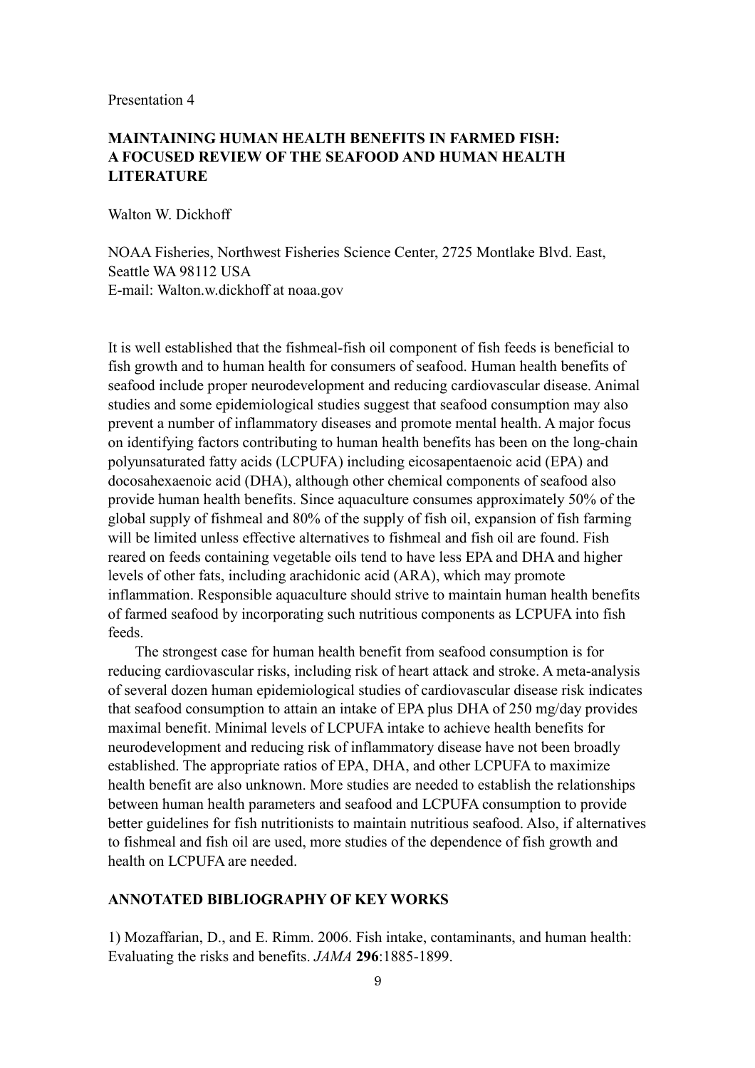Presentation 4

## MAINTAINING HUMAN HEALTH BENEFITS IN FARMED FISH: A FOCUSED REVIEW OF THE SEAFOOD AND HUMAN HEALTH LITERATURE

Walton W. Dickhoff

NOAA Fisheries, Northwest Fisheries Science Center, 2725 Montlake Blvd. East, Seattle WA 98112 USA
E-mail: Walton.w.dickhoff at noaa.gov

It is well established that the fishmeal-fish oil component of fish feeds is beneficial to fish growth and to human health for consumers of seafood. Human health benefits of seafood include proper neurodevelopment and reducing cardiovascular disease. Animal studies and some epidemiological studies suggest that seafood consumption may also prevent a number of inflammatory diseases and promote mental health. A major focus on identifying factors contributing to human health benefits has been on the long-chain polyunsaturated fatty acids (LCPUFA) including eicosapentaenoic acid (EPA) and docosahexaenoic acid (DHA), although other chemical components of seafood also provide human health benefits. Since aquaculture consumes approximately 50% of the global supply of fishmeal and 80% of the supply of fish oil, expansion of fish farming will be limited unless effective alternatives to fishmeal and fish oil are found. Fish reared on feeds containing vegetable oils tend to have less EPA and DHA and higher levels of other fats, including arachidonic acid (ARA), which may promote inflammation. Responsible aquaculture should strive to maintain human health benefits of farmed seafood by incorporating such nutritious components as LCPUFA into fish feeds.

The strongest case for human health benefit from seafood consumption is for reducing cardiovascular risks, including risk of heart attack and stroke. A meta-analysis of several dozen human epidemiological studies of cardiovascular disease risk indicates that seafood consumption to attain an intake of EPA plus DHA of 250 mg/day provides maximal benefit. Minimal levels of LCPUFA intake to achieve health benefits for neurodevelopment and reducing risk of inflammatory disease have not been broadly established. The appropriate ratios of EPA, DHA, and other LCPUFA to maximize health benefit are also unknown. More studies are needed to establish the relationships between human health parameters and seafood and LCPUFA consumption to provide better guidelines for fish nutritionists to maintain nutritious seafood. Also, if alternatives to fishmeal and fish oil are used, more studies of the dependence of fish growth and health on LCPUFA are needed.

### ANNOTATED BIBLIOGRAPHY OF KEY WORKS

1) Mozaffarian, D., and E. Rimm. 2006. Fish intake, contaminants, and human health: Evaluating the risks and benefits. *JAMA* **296**:1885-1899.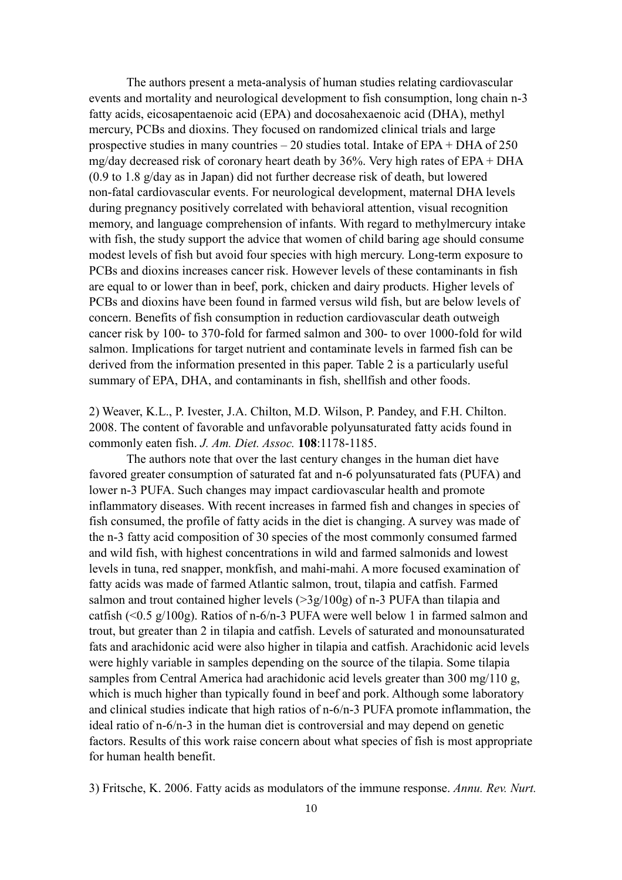The authors present a meta-analysis of human studies relating cardiovascular events and mortality and neurological development to fish consumption, long chain n-3 fatty acids, eicosapentaenoic acid (EPA) and docosahexaenoic acid (DHA), methyl mercury, PCBs and dioxins. They focused on randomized clinical trials and large prospective studies in many countries – 20 studies total. Intake of EPA + DHA of 250 mg/day decreased risk of coronary heart death by 36%. Very high rates of EPA + DHA (0.9 to 1.8 g/day as in Japan) did not further decrease risk of death, but lowered non-fatal cardiovascular events. For neurological development, maternal DHA levels during pregnancy positively correlated with behavioral attention, visual recognition memory, and language comprehension of infants. With regard to methylmercury intake with fish, the study support the advice that women of child baring age should consume modest levels of fish but avoid four species with high mercury. Long-term exposure to PCBs and dioxins increases cancer risk. However levels of these contaminants in fish are equal to or lower than in beef, pork, chicken and dairy products. Higher levels of PCBs and dioxins have been found in farmed versus wild fish, but are below levels of concern. Benefits of fish consumption in reduction cardiovascular death outweigh cancer risk by 100- to 370-fold for farmed salmon and 300- to over 1000-fold for wild salmon. Implications for target nutrient and contaminate levels in farmed fish can be derived from the information presented in this paper. Table 2 is a particularly useful summary of EPA, DHA, and contaminants in fish, shellfish and other foods.

2) Weaver, K.L., P. Ivester, J.A. Chilton, M.D. Wilson, P. Pandey, and F.H. Chilton. 2008. The content of favorable and unfavorable polyunsaturated fatty acids found in commonly eaten fish. *J. Am. Diet. Assoc.* **108**:1178-1185.

The authors note that over the last century changes in the human diet have favored greater consumption of saturated fat and n-6 polyunsaturated fats (PUFA) and lower n-3 PUFA. Such changes may impact cardiovascular health and promote inflammatory diseases. With recent increases in farmed fish and changes in species of fish consumed, the profile of fatty acids in the diet is changing. A survey was made of the n-3 fatty acid composition of 30 species of the most commonly consumed farmed and wild fish, with highest concentrations in wild and farmed salmonids and lowest levels in tuna, red snapper, monkfish, and mahi-mahi. A more focused examination of fatty acids was made of farmed Atlantic salmon, trout, tilapia and catfish. Farmed salmon and trout contained higher levels (>3g/100g) of n-3 PUFA than tilapia and catfish (<0.5 g/100g). Ratios of n-6/n-3 PUFA were well below 1 in farmed salmon and trout, but greater than 2 in tilapia and catfish. Levels of saturated and monounsaturated fats and arachidonic acid were also higher in tilapia and catfish. Arachidonic acid levels were highly variable in samples depending on the source of the tilapia. Some tilapia samples from Central America had arachidonic acid levels greater than 300 mg/110 g, which is much higher than typically found in beef and pork. Although some laboratory and clinical studies indicate that high ratios of n-6/n-3 PUFA promote inflammation, the ideal ratio of n-6/n-3 in the human diet is controversial and may depend on genetic factors. Results of this work raise concern about what species of fish is most appropriate for human health benefit.

3) Fritsche, K. 2006. Fatty acids as modulators of the immune response. *Annu. Rev. Nurt.*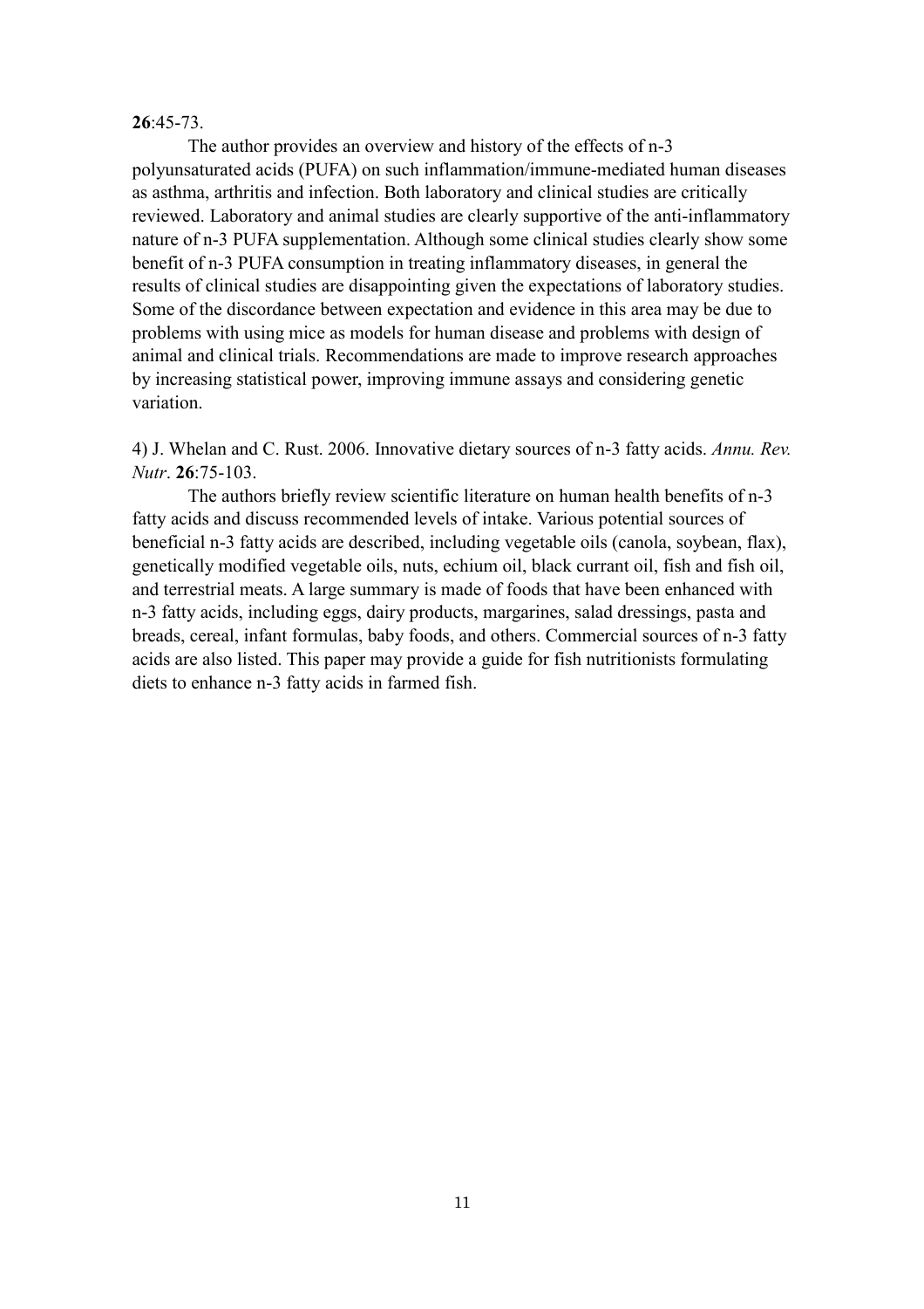**26**:45-73.

The author provides an overview and history of the effects of n-3 polyunsaturated acids (PUFA) on such inflammation/immune-mediated human diseases as asthma, arthritis and infection. Both laboratory and clinical studies are critically reviewed. Laboratory and animal studies are clearly supportive of the anti-inflammatory nature of n-3 PUFA supplementation. Although some clinical studies clearly show some benefit of n-3 PUFA consumption in treating inflammatory diseases, in general the results of clinical studies are disappointing given the expectations of laboratory studies. Some of the discordance between expectation and evidence in this area may be due to problems with using mice as models for human disease and problems with design of animal and clinical trials. Recommendations are made to improve research approaches by increasing statistical power, improving immune assays and considering genetic variation.

4) J. Whelan and C. Rust. 2006. Innovative dietary sources of n-3 fatty acids. *Annu. Rev. Nutr*. **26**:75-103.

The authors briefly review scientific literature on human health benefits of n-3 fatty acids and discuss recommended levels of intake. Various potential sources of beneficial n-3 fatty acids are described, including vegetable oils (canola, soybean, flax), genetically modified vegetable oils, nuts, echium oil, black currant oil, fish and fish oil, and terrestrial meats. A large summary is made of foods that have been enhanced with n-3 fatty acids, including eggs, dairy products, margarines, salad dressings, pasta and breads, cereal, infant formulas, baby foods, and others. Commercial sources of n-3 fatty acids are also listed. This paper may provide a guide for fish nutritionists formulating diets to enhance n-3 fatty acids in farmed fish.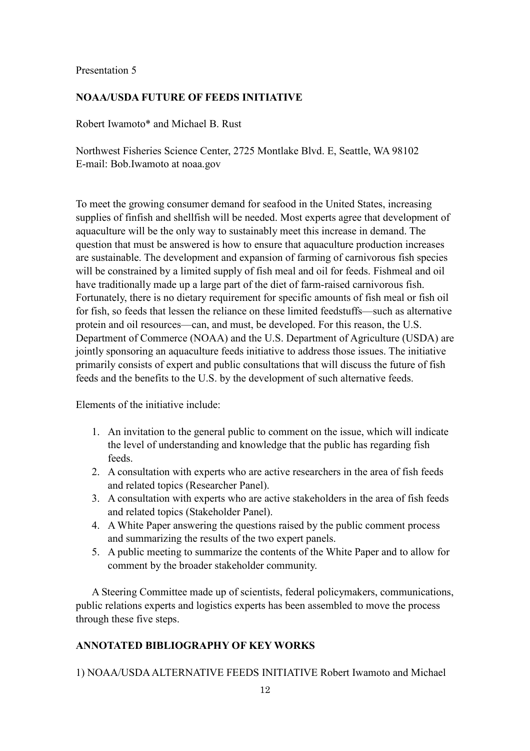Presentation 5

## NOAA/USDA FUTURE OF FEEDS INITIATIVE

Robert Iwamoto* and Michael B. Rust

Northwest Fisheries Science Center, 2725 Montlake Blvd. E, Seattle, WA 98102
E-mail: Bob.Iwamoto at noaa.gov

To meet the growing consumer demand for seafood in the United States, increasing supplies of finfish and shellfish will be needed. Most experts agree that development of aquaculture will be the only way to sustainably meet this increase in demand. The question that must be answered is how to ensure that aquaculture production increases are sustainable. The development and expansion of farming of carnivorous fish species will be constrained by a limited supply of fish meal and oil for feeds. Fishmeal and oil have traditionally made up a large part of the diet of farm-raised carnivorous fish. Fortunately, there is no dietary requirement for specific amounts of fish meal or fish oil for fish, so feeds that lessen the reliance on these limited feedstuffs—such as alternative protein and oil resources—can, and must, be developed. For this reason, the U.S. Department of Commerce (NOAA) and the U.S. Department of Agriculture (USDA) are jointly sponsoring an aquaculture feeds initiative to address those issues. The initiative primarily consists of expert and public consultations that will discuss the future of fish feeds and the benefits to the U.S. by the development of such alternative feeds.

Elements of the initiative include:

1. An invitation to the general public to comment on the issue, which will indicate the level of understanding and knowledge that the public has regarding fish feeds.
2. A consultation with experts who are active researchers in the area of fish feeds and related topics (Researcher Panel).
3. A consultation with experts who are active stakeholders in the area of fish feeds and related topics (Stakeholder Panel).
4. A White Paper answering the questions raised by the public comment process and summarizing the results of the two expert panels.
5. A public meeting to summarize the contents of the White Paper and to allow for comment by the broader stakeholder community.

A Steering Committee made up of scientists, federal policymakers, communications, public relations experts and logistics experts has been assembled to move the process through these five steps.

## ANNOTATED BIBLIOGRAPHY OF KEY WORKS

1) NOAA/USDA ALTERNATIVE FEEDS INITIATIVE Robert Iwamoto and Michael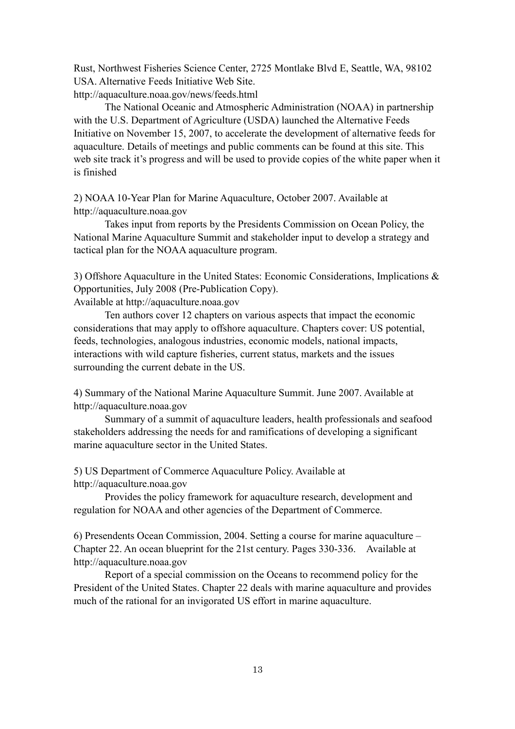Rust, Northwest Fisheries Science Center, 2725 Montlake Blvd E, Seattle, WA, 98102 USA. Alternative Feeds Initiative Web Site.
http://aquaculture.noaa.gov/news/feeds.html

The National Oceanic and Atmospheric Administration (NOAA) in partnership with the U.S. Department of Agriculture (USDA) launched the Alternative Feeds Initiative on November 15, 2007, to accelerate the development of alternative feeds for aquaculture. Details of meetings and public comments can be found at this site. This web site track it's progress and will be used to provide copies of the white paper when it is finished

2) NOAA 10-Year Plan for Marine Aquaculture, October 2007. Available at http://aquaculture.noaa.gov

Takes input from reports by the Presidents Commission on Ocean Policy, the National Marine Aquaculture Summit and stakeholder input to develop a strategy and tactical plan for the NOAA aquaculture program.

3) Offshore Aquaculture in the United States: Economic Considerations, Implications & Opportunities, July 2008 (Pre-Publication Copy).
Available at http://aquaculture.noaa.gov

Ten authors cover 12 chapters on various aspects that impact the economic considerations that may apply to offshore aquaculture. Chapters cover: US potential, feeds, technologies, analogous industries, economic models, national impacts, interactions with wild capture fisheries, current status, markets and the issues surrounding the current debate in the US.

4) Summary of the National Marine Aquaculture Summit. June 2007. Available at http://aquaculture.noaa.gov

Summary of a summit of aquaculture leaders, health professionals and seafood stakeholders addressing the needs for and ramifications of developing a significant marine aquaculture sector in the United States.

5) US Department of Commerce Aquaculture Policy. Available at http://aquaculture.noaa.gov

Provides the policy framework for aquaculture research, development and regulation for NOAA and other agencies of the Department of Commerce.

6) Presendents Ocean Commission, 2004. Setting a course for marine aquaculture – Chapter 22. An ocean blueprint for the 21st century. Pages 330-336. Available at http://aquaculture.noaa.gov

Report of a special commission on the Oceans to recommend policy for the President of the United States. Chapter 22 deals with marine aquaculture and provides much of the rational for an invigorated US effort in marine aquaculture.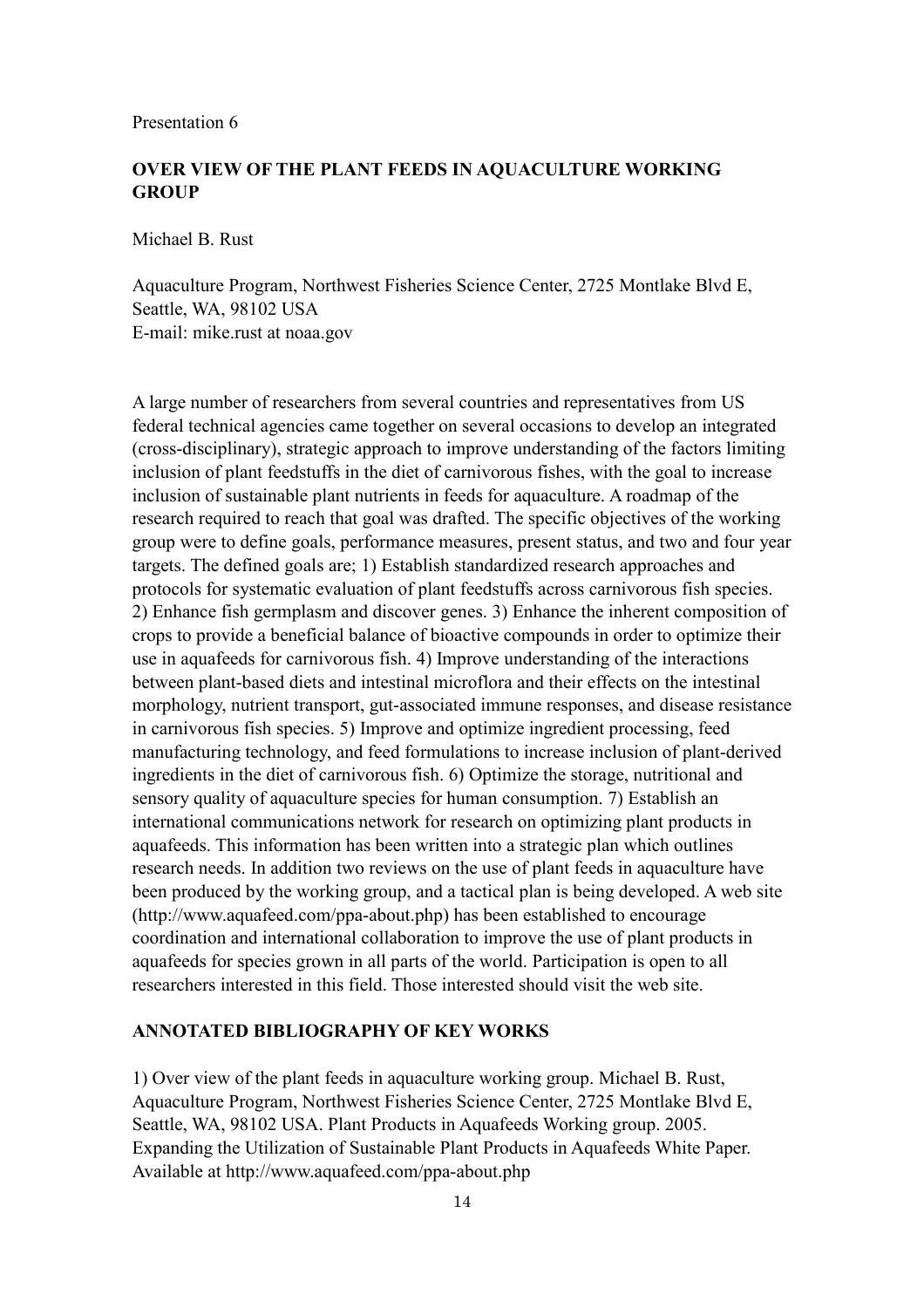Presentation 6

## OVER VIEW OF THE PLANT FEEDS IN AQUACULTURE WORKING GROUP

Michael B. Rust

Aquaculture Program, Northwest Fisheries Science Center, 2725 Montlake Blvd E, Seattle, WA, 98102 USA
E-mail: mike.rust at noaa.gov

A large number of researchers from several countries and representatives from US federal technical agencies came together on several occasions to develop an integrated (cross-disciplinary), strategic approach to improve understanding of the factors limiting inclusion of plant feedstuffs in the diet of carnivorous fishes, with the goal to increase inclusion of sustainable plant nutrients in feeds for aquaculture. A roadmap of the research required to reach that goal was drafted. The specific objectives of the working group were to define goals, performance measures, present status, and two and four year targets. The defined goals are; 1) Establish standardized research approaches and protocols for systematic evaluation of plant feedstuffs across carnivorous fish species. 2) Enhance fish germplasm and discover genes. 3) Enhance the inherent composition of crops to provide a beneficial balance of bioactive compounds in order to optimize their use in aquafeeds for carnivorous fish. 4) Improve understanding of the interactions between plant-based diets and intestinal microflora and their effects on the intestinal morphology, nutrient transport, gut-associated immune responses, and disease resistance in carnivorous fish species. 5) Improve and optimize ingredient processing, feed manufacturing technology, and feed formulations to increase inclusion of plant-derived ingredients in the diet of carnivorous fish. 6) Optimize the storage, nutritional and sensory quality of aquaculture species for human consumption. 7) Establish an international communications network for research on optimizing plant products in aquafeeds. This information has been written into a strategic plan which outlines research needs. In addition two reviews on the use of plant feeds in aquaculture have been produced by the working group, and a tactical plan is being developed. A web site (http://www.aquafeed.com/ppa-about.php) has been established to encourage coordination and international collaboration to improve the use of plant products in aquafeeds for species grown in all parts of the world. Participation is open to all researchers interested in this field. Those interested should visit the web site.

## ANNOTATED BIBLIOGRAPHY OF KEY WORKS

1) Over view of the plant feeds in aquaculture working group. Michael B. Rust, Aquaculture Program, Northwest Fisheries Science Center, 2725 Montlake Blvd E, Seattle, WA, 98102 USA. Plant Products in Aquafeeds Working group. 2005. Expanding the Utilization of Sustainable Plant Products in Aquafeeds White Paper. Available at http://www.aquafeed.com/ppa-about.php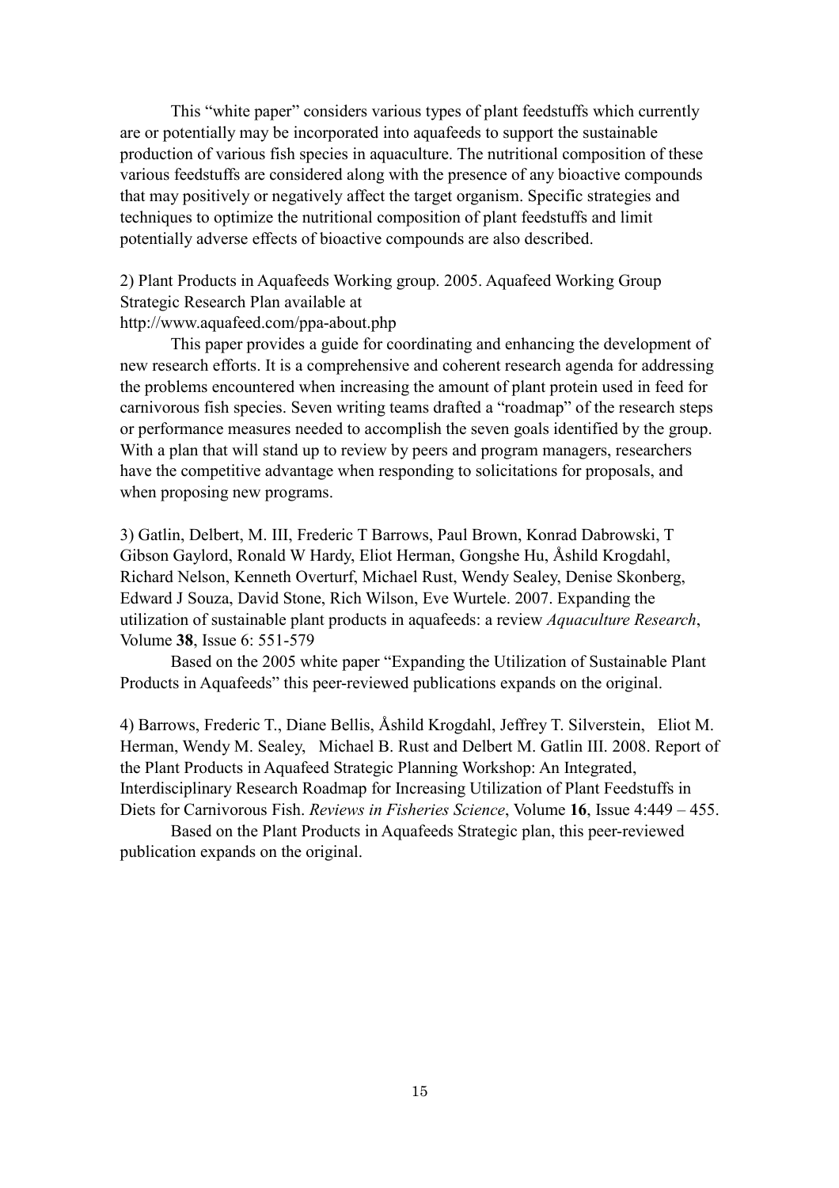This “white paper” considers various types of plant feedstuffs which currently are or potentially may be incorporated into aquafeeds to support the sustainable production of various fish species in aquaculture. The nutritional composition of these various feedstuffs are considered along with the presence of any bioactive compounds that may positively or negatively affect the target organism. Specific strategies and techniques to optimize the nutritional composition of plant feedstuffs and limit potentially adverse effects of bioactive compounds are also described.

2) Plant Products in Aquafeeds Working group. 2005. Aquafeed Working Group Strategic Research Plan available at http://www.aquafeed.com/ppa-about.php

This paper provides a guide for coordinating and enhancing the development of new research efforts. It is a comprehensive and coherent research agenda for addressing the problems encountered when increasing the amount of plant protein used in feed for carnivorous fish species. Seven writing teams drafted a “roadmap” of the research steps or performance measures needed to accomplish the seven goals identified by the group. With a plan that will stand up to review by peers and program managers, researchers have the competitive advantage when responding to solicitations for proposals, and when proposing new programs.

3) Gatlin, Delbert, M. III, Frederic T Barrows, Paul Brown, Konrad Dabrowski, T Gibson Gaylord, Ronald W Hardy, Eliot Herman, Gongshe Hu, Åshild Krogdahl, Richard Nelson, Kenneth Overturf, Michael Rust, Wendy Sealey, Denise Skonberg, Edward J Souza, David Stone, Rich Wilson, Eve Wurtele. 2007. Expanding the utilization of sustainable plant products in aquafeeds: a review *Aquaculture Research*, Volume **38**, Issue 6: 551-579

Based on the 2005 white paper “Expanding the Utilization of Sustainable Plant Products in Aquafeeds” this peer-reviewed publications expands on the original.

4) Barrows, Frederic T., Diane Bellis, Åshild Krogdahl, Jeffrey T. Silverstein, Eliot M. Herman, Wendy M. Sealey, Michael B. Rust and Delbert M. Gatlin III. 2008. Report of the Plant Products in Aquafeed Strategic Planning Workshop: An Integrated, Interdisciplinary Research Roadmap for Increasing Utilization of Plant Feedstuffs in Diets for Carnivorous Fish. *Reviews in Fisheries Science*, Volume **16**, Issue 4:449 – 455.

Based on the Plant Products in Aquafeeds Strategic plan, this peer-reviewed publication expands on the original.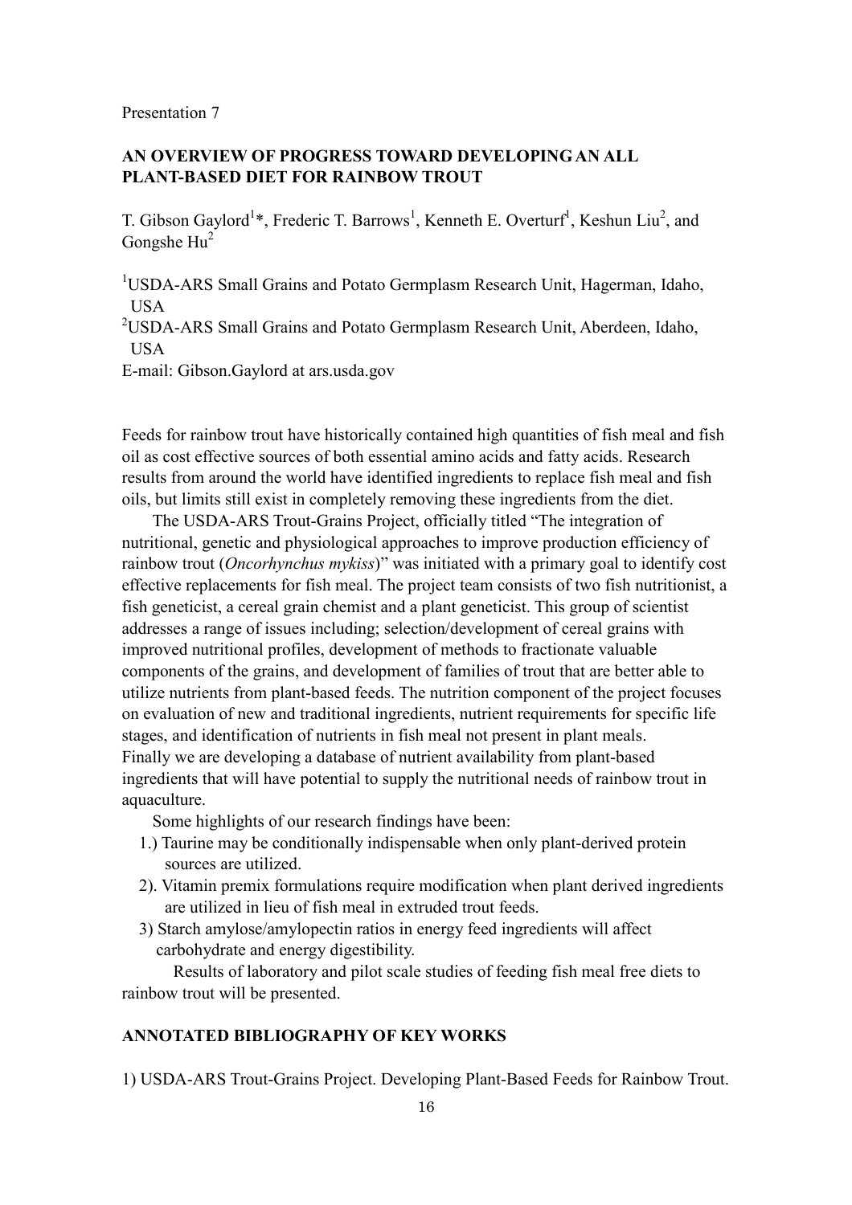Presentation 7

## AN OVERVIEW OF PROGRESS TOWARD DEVELOPING AN ALL PLANT-BASED DIET FOR RAINBOW TROUT

T. Gibson Gaylord[1]*, Frederic T. Barrows[1], Kenneth E. Overturf[1], Keshun Liu[2], and Gongshe Hu[2]

[1]USDA-ARS Small Grains and Potato Germplasm Research Unit, Hagerman, Idaho, USA

[2]USDA-ARS Small Grains and Potato Germplasm Research Unit, Aberdeen, Idaho, USA

E-mail: Gibson.Gaylord at ars.usda.gov

Feeds for rainbow trout have historically contained high quantities of fish meal and fish oil as cost effective sources of both essential amino acids and fatty acids. Research results from around the world have identified ingredients to replace fish meal and fish oils, but limits still exist in completely removing these ingredients from the diet.

The USDA-ARS Trout-Grains Project, officially titled "The integration of nutritional, genetic and physiological approaches to improve production efficiency of rainbow trout (*Oncorhynchus mykiss*)" was initiated with a primary goal to identify cost effective replacements for fish meal. The project team consists of two fish nutritionist, a fish geneticist, a cereal grain chemist and a plant geneticist. This group of scientist addresses a range of issues including; selection/development of cereal grains with improved nutritional profiles, development of methods to fractionate valuable components of the grains, and development of families of trout that are better able to utilize nutrients from plant-based feeds. The nutrition component of the project focuses on evaluation of new and traditional ingredients, nutrient requirements for specific life stages, and identification of nutrients in fish meal not present in plant meals. Finally we are developing a database of nutrient availability from plant-based ingredients that will have potential to supply the nutritional needs of rainbow trout in aquaculture.

Some highlights of our research findings have been:

1.) Taurine may be conditionally indispensable when only plant-derived protein sources are utilized.
2). Vitamin premix formulations require modification when plant derived ingredients are utilized in lieu of fish meal in extruded trout feeds.
3) Starch amylose/amylopectin ratios in energy feed ingredients will affect carbohydrate and energy digestibility.

Results of laboratory and pilot scale studies of feeding fish meal free diets to rainbow trout will be presented.

### ANNOTATED BIBLIOGRAPHY OF KEY WORKS

1) USDA-ARS Trout-Grains Project. Developing Plant-Based Feeds for Rainbow Trout.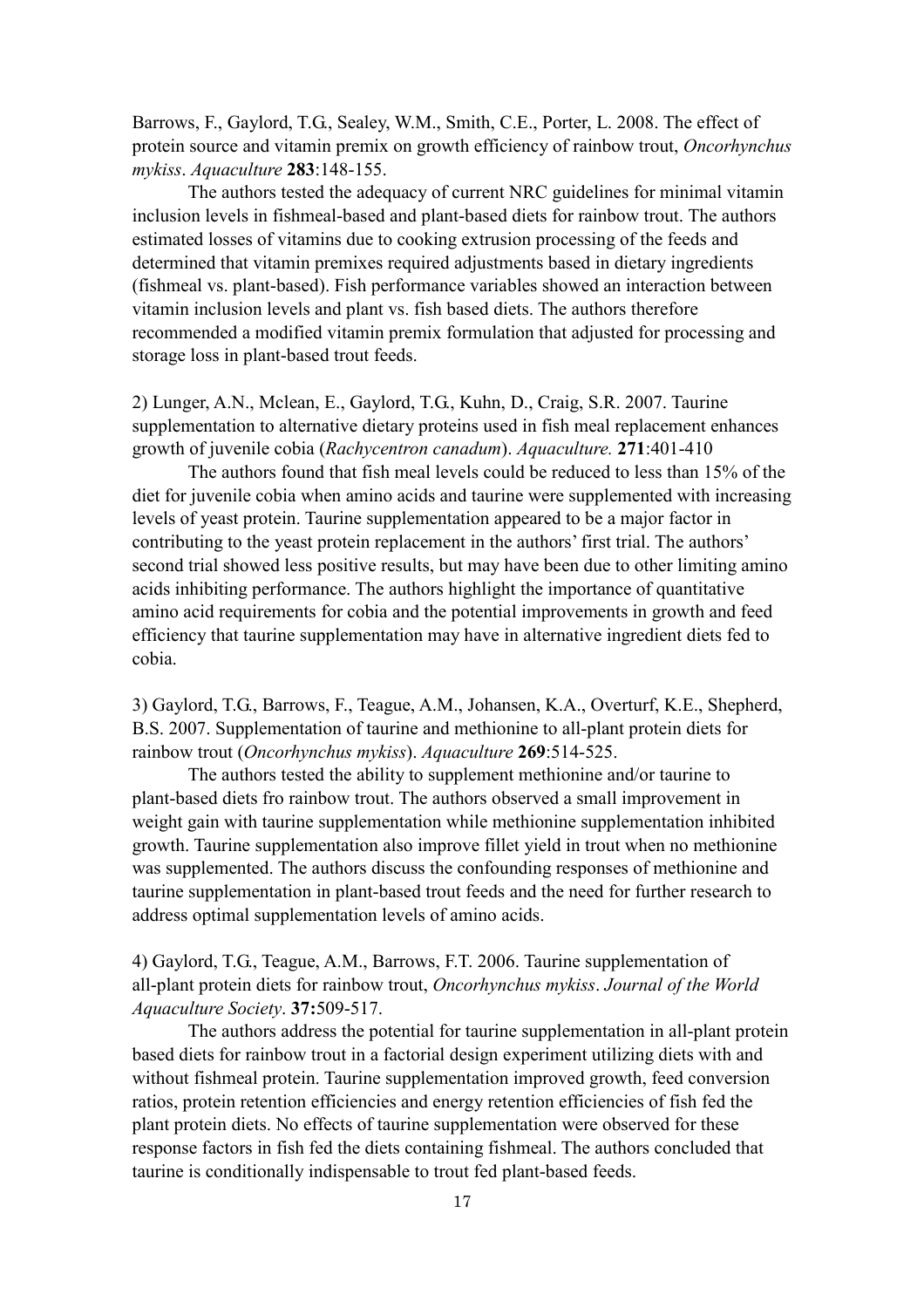Barrows, F., Gaylord, T.G., Sealey, W.M., Smith, C.E., Porter, L. 2008. The effect of protein source and vitamin premix on growth efficiency of rainbow trout, *Oncorhynchus mykiss*. *Aquaculture* **283**:148-155.

The authors tested the adequacy of current NRC guidelines for minimal vitamin inclusion levels in fishmeal-based and plant-based diets for rainbow trout. The authors estimated losses of vitamins due to cooking extrusion processing of the feeds and determined that vitamin premixes required adjustments based in dietary ingredients (fishmeal vs. plant-based). Fish performance variables showed an interaction between vitamin inclusion levels and plant vs. fish based diets. The authors therefore recommended a modified vitamin premix formulation that adjusted for processing and storage loss in plant-based trout feeds.

2) Lunger, A.N., Mclean, E., Gaylord, T.G., Kuhn, D., Craig, S.R. 2007. Taurine supplementation to alternative dietary proteins used in fish meal replacement enhances growth of juvenile cobia (*Rachycentron canadum*). *Aquaculture.* **271**:401-410

The authors found that fish meal levels could be reduced to less than 15% of the diet for juvenile cobia when amino acids and taurine were supplemented with increasing levels of yeast protein. Taurine supplementation appeared to be a major factor in contributing to the yeast protein replacement in the authors' first trial. The authors' second trial showed less positive results, but may have been due to other limiting amino acids inhibiting performance. The authors highlight the importance of quantitative amino acid requirements for cobia and the potential improvements in growth and feed efficiency that taurine supplementation may have in alternative ingredient diets fed to cobia.

3) Gaylord, T.G., Barrows, F., Teague, A.M., Johansen, K.A., Overturf, K.E., Shepherd, B.S. 2007. Supplementation of taurine and methionine to all-plant protein diets for rainbow trout (*Oncorhynchus mykiss*). *Aquaculture* **269**:514-525.

The authors tested the ability to supplement methionine and/or taurine to plant-based diets fro rainbow trout. The authors observed a small improvement in weight gain with taurine supplementation while methionine supplementation inhibited growth. Taurine supplementation also improve fillet yield in trout when no methionine was supplemented. The authors discuss the confounding responses of methionine and taurine supplementation in plant-based trout feeds and the need for further research to address optimal supplementation levels of amino acids.

4) Gaylord, T.G., Teague, A.M., Barrows, F.T. 2006. Taurine supplementation of all-plant protein diets for rainbow trout, *Oncorhynchus mykiss*. *Journal of the World Aquaculture Society*. **37:**509-517.

The authors address the potential for taurine supplementation in all-plant protein based diets for rainbow trout in a factorial design experiment utilizing diets with and without fishmeal protein. Taurine supplementation improved growth, feed conversion ratios, protein retention efficiencies and energy retention efficiencies of fish fed the plant protein diets. No effects of taurine supplementation were observed for these response factors in fish fed the diets containing fishmeal. The authors concluded that taurine is conditionally indispensable to trout fed plant-based feeds.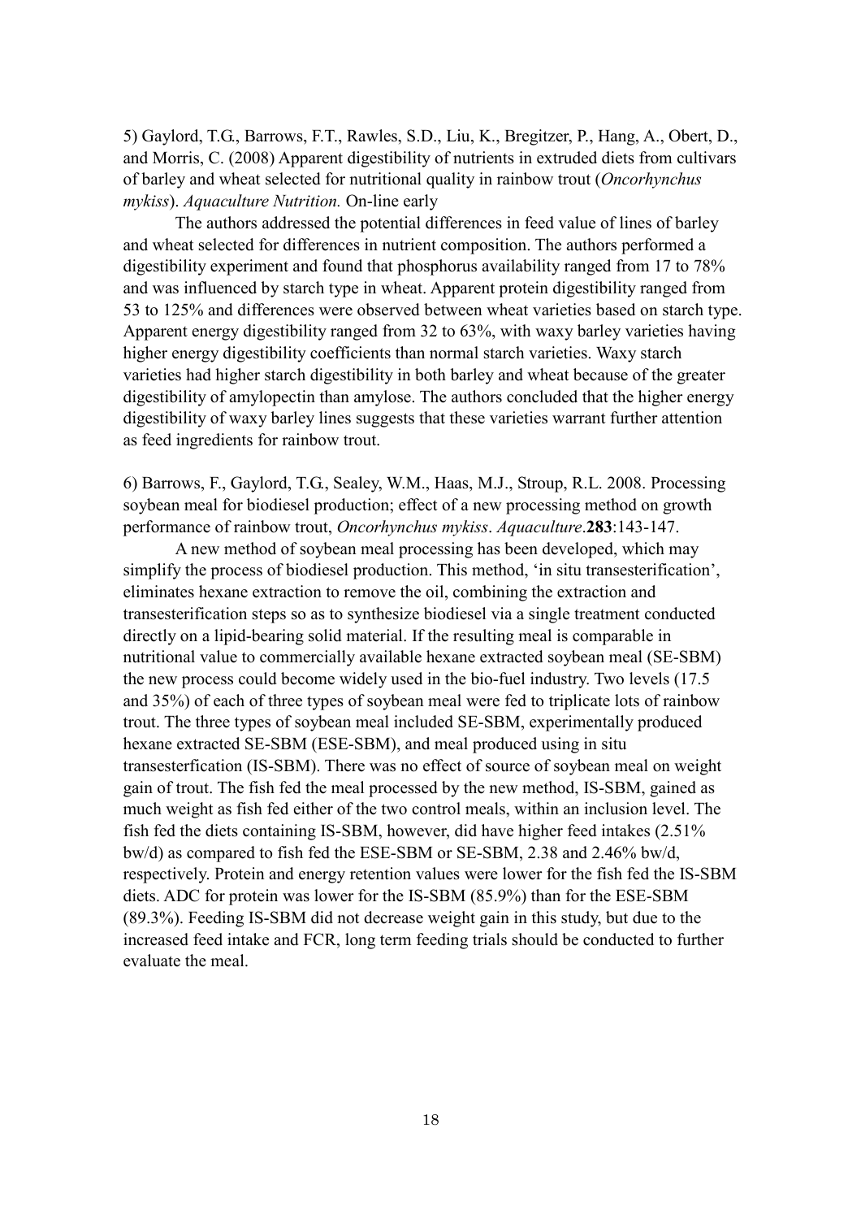5) Gaylord, T.G., Barrows, F.T., Rawles, S.D., Liu, K., Bregitzer, P., Hang, A., Obert, D., and Morris, C. (2008) Apparent digestibility of nutrients in extruded diets from cultivars of barley and wheat selected for nutritional quality in rainbow trout (*Oncorhynchus mykiss*). *Aquaculture Nutrition.* On-line early

The authors addressed the potential differences in feed value of lines of barley and wheat selected for differences in nutrient composition. The authors performed a digestibility experiment and found that phosphorus availability ranged from 17 to 78% and was influenced by starch type in wheat. Apparent protein digestibility ranged from 53 to 125% and differences were observed between wheat varieties based on starch type. Apparent energy digestibility ranged from 32 to 63%, with waxy barley varieties having higher energy digestibility coefficients than normal starch varieties. Waxy starch varieties had higher starch digestibility in both barley and wheat because of the greater digestibility of amylopectin than amylose. The authors concluded that the higher energy digestibility of waxy barley lines suggests that these varieties warrant further attention as feed ingredients for rainbow trout.

6) Barrows, F., Gaylord, T.G., Sealey, W.M., Haas, M.J., Stroup, R.L. 2008. Processing soybean meal for biodiesel production; effect of a new processing method on growth performance of rainbow trout, *Oncorhynchus mykiss*. *Aquaculture*.**283**:143-147.

A new method of soybean meal processing has been developed, which may simplify the process of biodiesel production. This method, 'in situ transesterification', eliminates hexane extraction to remove the oil, combining the extraction and transesterification steps so as to synthesize biodiesel via a single treatment conducted directly on a lipid-bearing solid material. If the resulting meal is comparable in nutritional value to commercially available hexane extracted soybean meal (SE-SBM) the new process could become widely used in the bio-fuel industry. Two levels (17.5 and 35%) of each of three types of soybean meal were fed to triplicate lots of rainbow trout. The three types of soybean meal included SE-SBM, experimentally produced hexane extracted SE-SBM (ESE-SBM), and meal produced using in situ transesterfication (IS-SBM). There was no effect of source of soybean meal on weight gain of trout. The fish fed the meal processed by the new method, IS-SBM, gained as much weight as fish fed either of the two control meals, within an inclusion level. The fish fed the diets containing IS-SBM, however, did have higher feed intakes (2.51% bw/d) as compared to fish fed the ESE-SBM or SE-SBM, 2.38 and 2.46% bw/d, respectively. Protein and energy retention values were lower for the fish fed the IS-SBM diets. ADC for protein was lower for the IS-SBM (85.9%) than for the ESE-SBM (89.3%). Feeding IS-SBM did not decrease weight gain in this study, but due to the increased feed intake and FCR, long term feeding trials should be conducted to further evaluate the meal.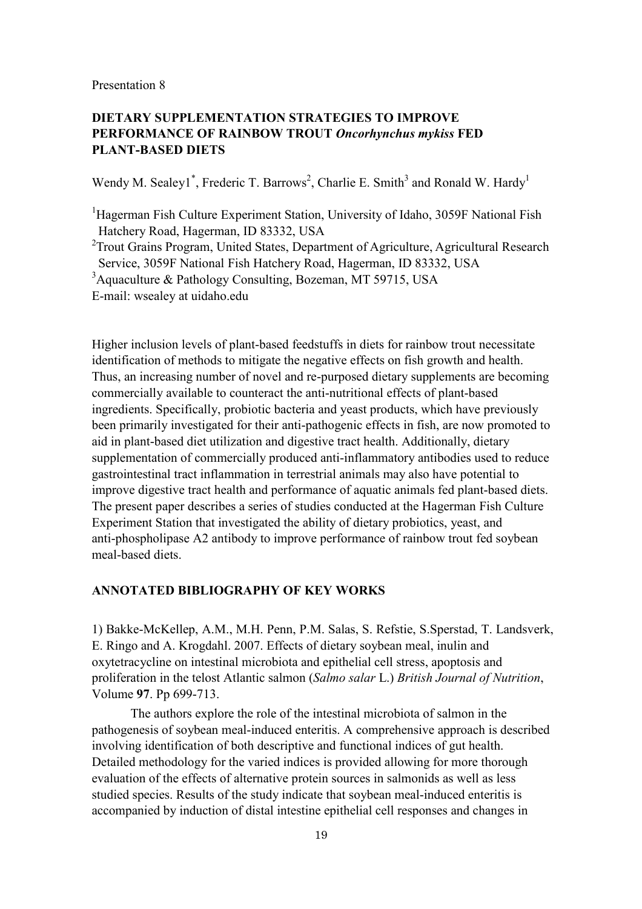Presentation 8

## DIETARY SUPPLEMENTATION STRATEGIES TO IMPROVE PERFORMANCE OF RAINBOW TROUT *Oncorhynchus mykiss* FED PLANT-BASED DIETS

Wendy M. Sealey1[*], Frederic T. Barrows[2], Charlie E. Smith[3] and Ronald W. Hardy[1]

[1]Hagerman Fish Culture Experiment Station, University of Idaho, 3059F National Fish Hatchery Road, Hagerman, ID 83332, USA
[2]Trout Grains Program, United States, Department of Agriculture, Agricultural Research Service, 3059F National Fish Hatchery Road, Hagerman, ID 83332, USA
[3]Aquaculture & Pathology Consulting, Bozeman, MT 59715, USA
E-mail: wsealey at uidaho.edu

Higher inclusion levels of plant-based feedstuffs in diets for rainbow trout necessitate identification of methods to mitigate the negative effects on fish growth and health. Thus, an increasing number of novel and re-purposed dietary supplements are becoming commercially available to counteract the anti-nutritional effects of plant-based ingredients. Specifically, probiotic bacteria and yeast products, which have previously been primarily investigated for their anti-pathogenic effects in fish, are now promoted to aid in plant-based diet utilization and digestive tract health. Additionally, dietary supplementation of commercially produced anti-inflammatory antibodies used to reduce gastrointestinal tract inflammation in terrestrial animals may also have potential to improve digestive tract health and performance of aquatic animals fed plant-based diets. The present paper describes a series of studies conducted at the Hagerman Fish Culture Experiment Station that investigated the ability of dietary probiotics, yeast, and anti-phospholipase A2 antibody to improve performance of rainbow trout fed soybean meal-based diets.

### ANNOTATED BIBLIOGRAPHY OF KEY WORKS

1) Bakke-McKellep, A.M., M.H. Penn, P.M. Salas, S. Refstie, S.Sperstad, T. Landsverk, E. Ringo and A. Krogdahl. 2007. Effects of dietary soybean meal, inulin and oxytetracycline on intestinal microbiota and epithelial cell stress, apoptosis and proliferation in the telost Atlantic salmon (*Salmo salar* L.) *British Journal of Nutrition*, Volume **97**. Pp 699-713.

The authors explore the role of the intestinal microbiota of salmon in the pathogenesis of soybean meal-induced enteritis. A comprehensive approach is described involving identification of both descriptive and functional indices of gut health. Detailed methodology for the varied indices is provided allowing for more thorough evaluation of the effects of alternative protein sources in salmonids as well as less studied species. Results of the study indicate that soybean meal-induced enteritis is accompanied by induction of distal intestine epithelial cell responses and changes in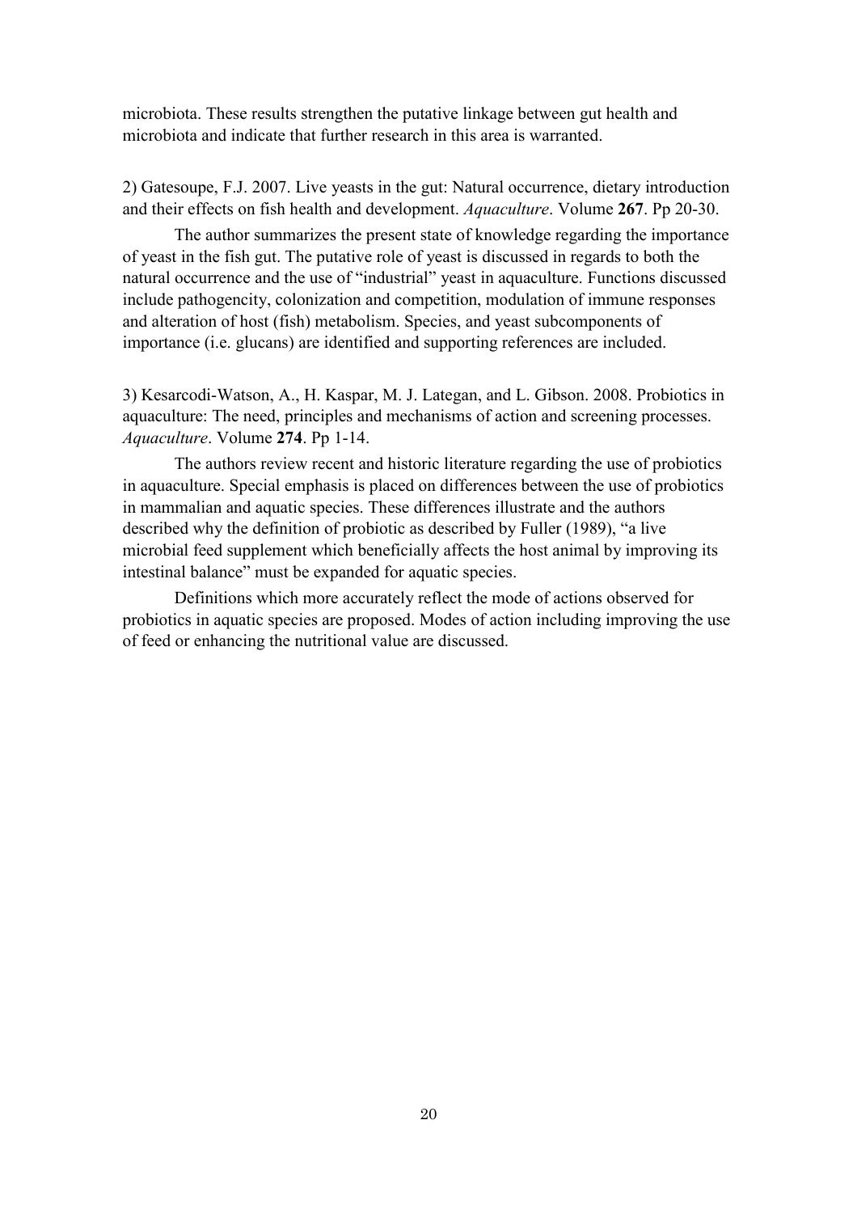microbiota. These results strengthen the putative linkage between gut health and microbiota and indicate that further research in this area is warranted.

2) Gatesoupe, F.J. 2007. Live yeasts in the gut: Natural occurrence, dietary introduction and their effects on fish health and development. *Aquaculture*. Volume **267**. Pp 20-30.

The author summarizes the present state of knowledge regarding the importance of yeast in the fish gut. The putative role of yeast is discussed in regards to both the natural occurrence and the use of "industrial" yeast in aquaculture. Functions discussed include pathogencity, colonization and competition, modulation of immune responses and alteration of host (fish) metabolism. Species, and yeast subcomponents of importance (i.e. glucans) are identified and supporting references are included.

3) Kesarcodi-Watson, A., H. Kaspar, M. J. Lategan, and L. Gibson. 2008. Probiotics in aquaculture: The need, principles and mechanisms of action and screening processes. *Aquaculture*. Volume **274**. Pp 1-14.

The authors review recent and historic literature regarding the use of probiotics in aquaculture. Special emphasis is placed on differences between the use of probiotics in mammalian and aquatic species. These differences illustrate and the authors described why the definition of probiotic as described by Fuller (1989), "a live microbial feed supplement which beneficially affects the host animal by improving its intestinal balance" must be expanded for aquatic species.

Definitions which more accurately reflect the mode of actions observed for probiotics in aquatic species are proposed. Modes of action including improving the use of feed or enhancing the nutritional value are discussed.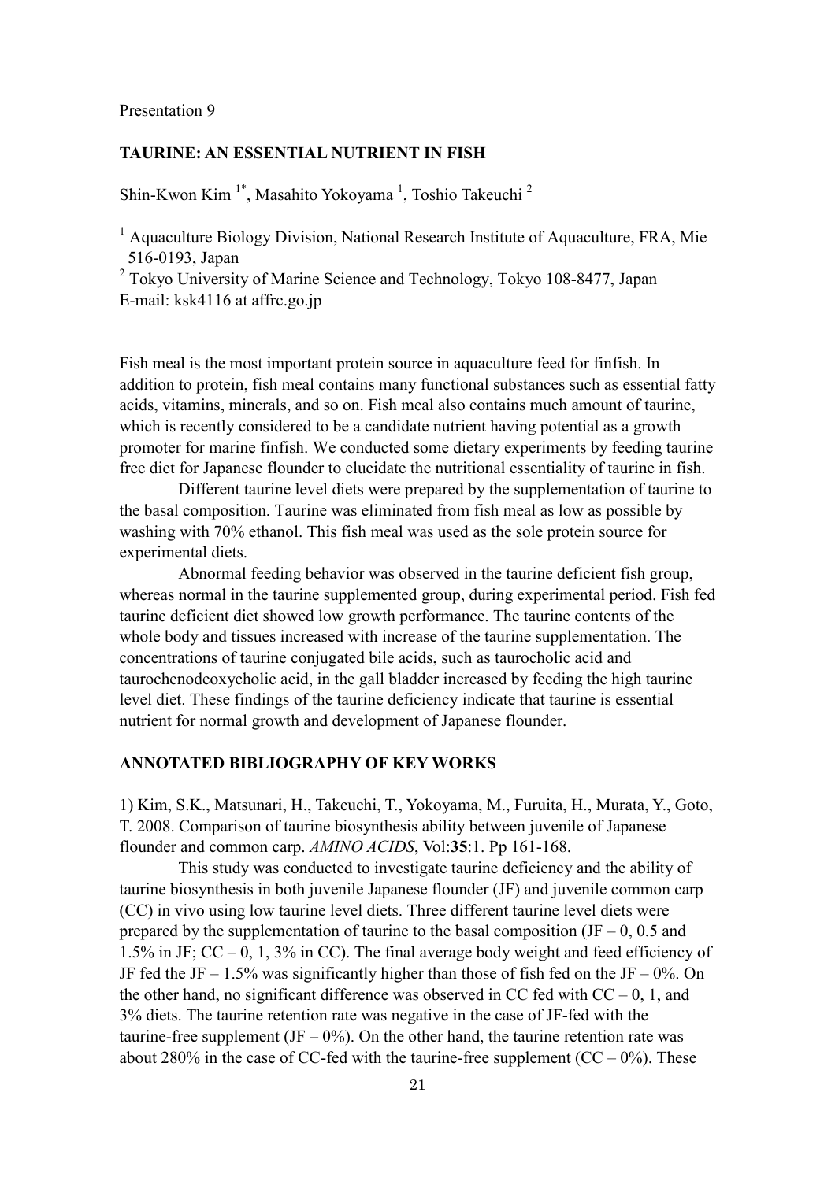Presentation 9

## TAURINE: AN ESSENTIAL NUTRIENT IN FISH

Shin-Kwon Kim [1*], Masahito Yokoyama [1], Toshio Takeuchi [2]

[1] Aquaculture Biology Division, National Research Institute of Aquaculture, FRA, Mie 516-0193, Japan
[2] Tokyo University of Marine Science and Technology, Tokyo 108-8477, Japan
E-mail: ksk4116 at affrc.go.jp

Fish meal is the most important protein source in aquaculture feed for finfish. In addition to protein, fish meal contains many functional substances such as essential fatty acids, vitamins, minerals, and so on. Fish meal also contains much amount of taurine, which is recently considered to be a candidate nutrient having potential as a growth promoter for marine finfish. We conducted some dietary experiments by feeding taurine free diet for Japanese flounder to elucidate the nutritional essentiality of taurine in fish.

Different taurine level diets were prepared by the supplementation of taurine to the basal composition. Taurine was eliminated from fish meal as low as possible by washing with 70% ethanol. This fish meal was used as the sole protein source for experimental diets.

Abnormal feeding behavior was observed in the taurine deficient fish group, whereas normal in the taurine supplemented group, during experimental period. Fish fed taurine deficient diet showed low growth performance. The taurine contents of the whole body and tissues increased with increase of the taurine supplementation. The concentrations of taurine conjugated bile acids, such as taurocholic acid and taurochenodeoxycholic acid, in the gall bladder increased by feeding the high taurine level diet. These findings of the taurine deficiency indicate that taurine is essential nutrient for normal growth and development of Japanese flounder.

## ANNOTATED BIBLIOGRAPHY OF KEY WORKS

1) Kim, S.K., Matsunari, H., Takeuchi, T., Yokoyama, M., Furuita, H., Murata, Y., Goto, T. 2008. Comparison of taurine biosynthesis ability between juvenile of Japanese flounder and common carp. *AMINO ACIDS*, Vol:**35**:1. Pp 161-168.

This study was conducted to investigate taurine deficiency and the ability of taurine biosynthesis in both juvenile Japanese flounder (JF) and juvenile common carp (CC) in vivo using low taurine level diets. Three different taurine level diets were prepared by the supplementation of taurine to the basal composition (JF – 0, 0.5 and 1.5% in JF; CC – 0, 1, 3% in CC). The final average body weight and feed efficiency of JF fed the JF – 1.5% was significantly higher than those of fish fed on the JF – 0%. On the other hand, no significant difference was observed in CC fed with CC – 0, 1, and 3% diets. The taurine retention rate was negative in the case of JF-fed with the taurine-free supplement (JF – 0%). On the other hand, the taurine retention rate was about 280% in the case of CC-fed with the taurine-free supplement (CC – 0%). These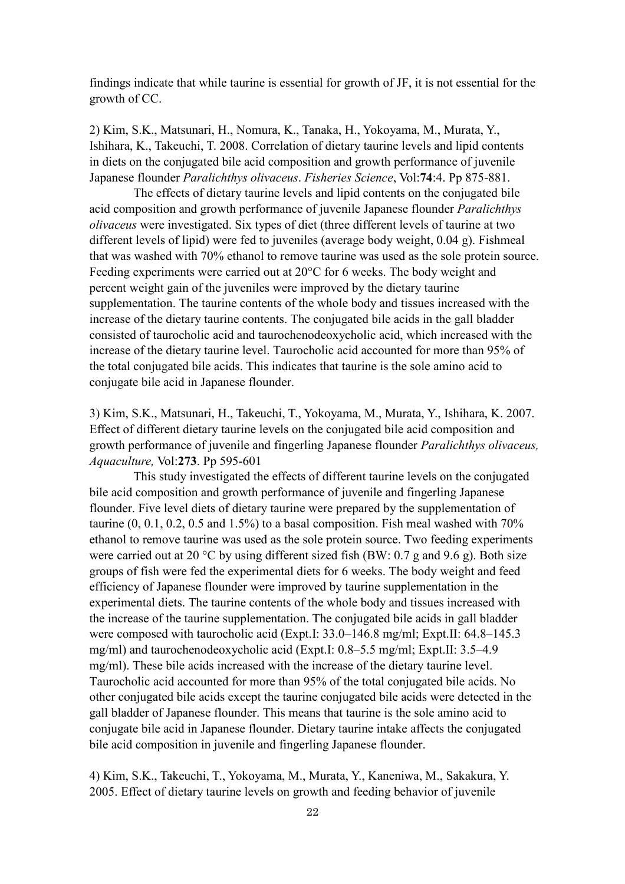findings indicate that while taurine is essential for growth of JF, it is not essential for the growth of CC.

2) Kim, S.K., Matsunari, H., Nomura, K., Tanaka, H., Yokoyama, M., Murata, Y., Ishihara, K., Takeuchi, T. 2008. Correlation of dietary taurine levels and lipid contents in diets on the conjugated bile acid composition and growth performance of juvenile Japanese flounder *Paralichthys olivaceus*. *Fisheries Science*, Vol:**74**:4. Pp 875-881.

The effects of dietary taurine levels and lipid contents on the conjugated bile acid composition and growth performance of juvenile Japanese flounder *Paralichthys olivaceus* were investigated. Six types of diet (three different levels of taurine at two different levels of lipid) were fed to juveniles (average body weight, 0.04 g). Fishmeal that was washed with 70% ethanol to remove taurine was used as the sole protein source. Feeding experiments were carried out at 20°C for 6 weeks. The body weight and percent weight gain of the juveniles were improved by the dietary taurine supplementation. The taurine contents of the whole body and tissues increased with the increase of the dietary taurine contents. The conjugated bile acids in the gall bladder consisted of taurocholic acid and taurochenodeoxycholic acid, which increased with the increase of the dietary taurine level. Taurocholic acid accounted for more than 95% of the total conjugated bile acids. This indicates that taurine is the sole amino acid to conjugate bile acid in Japanese flounder.

3) Kim, S.K., Matsunari, H., Takeuchi, T., Yokoyama, M., Murata, Y., Ishihara, K. 2007. Effect of different dietary taurine levels on the conjugated bile acid composition and growth performance of juvenile and fingerling Japanese flounder *Paralichthys olivaceus, Aquaculture,* Vol:**273**. Pp 595-601

This study investigated the effects of different taurine levels on the conjugated bile acid composition and growth performance of juvenile and fingerling Japanese flounder. Five level diets of dietary taurine were prepared by the supplementation of taurine (0, 0.1, 0.2, 0.5 and 1.5%) to a basal composition. Fish meal washed with 70% ethanol to remove taurine was used as the sole protein source. Two feeding experiments were carried out at 20 °C by using different sized fish (BW: 0.7 g and 9.6 g). Both size groups of fish were fed the experimental diets for 6 weeks. The body weight and feed efficiency of Japanese flounder were improved by taurine supplementation in the experimental diets. The taurine contents of the whole body and tissues increased with the increase of the taurine supplementation. The conjugated bile acids in gall bladder were composed with taurocholic acid (Expt.I: 33.0–146.8 mg/ml; Expt.II: 64.8–145.3 mg/ml) and taurochenodeoxycholic acid (Expt.I: 0.8–5.5 mg/ml; Expt.II: 3.5–4.9 mg/ml). These bile acids increased with the increase of the dietary taurine level. Taurocholic acid accounted for more than 95% of the total conjugated bile acids. No other conjugated bile acids except the taurine conjugated bile acids were detected in the gall bladder of Japanese flounder. This means that taurine is the sole amino acid to conjugate bile acid in Japanese flounder. Dietary taurine intake affects the conjugated bile acid composition in juvenile and fingerling Japanese flounder.

4) Kim, S.K., Takeuchi, T., Yokoyama, M., Murata, Y., Kaneniwa, M., Sakakura, Y. 2005. Effect of dietary taurine levels on growth and feeding behavior of juvenile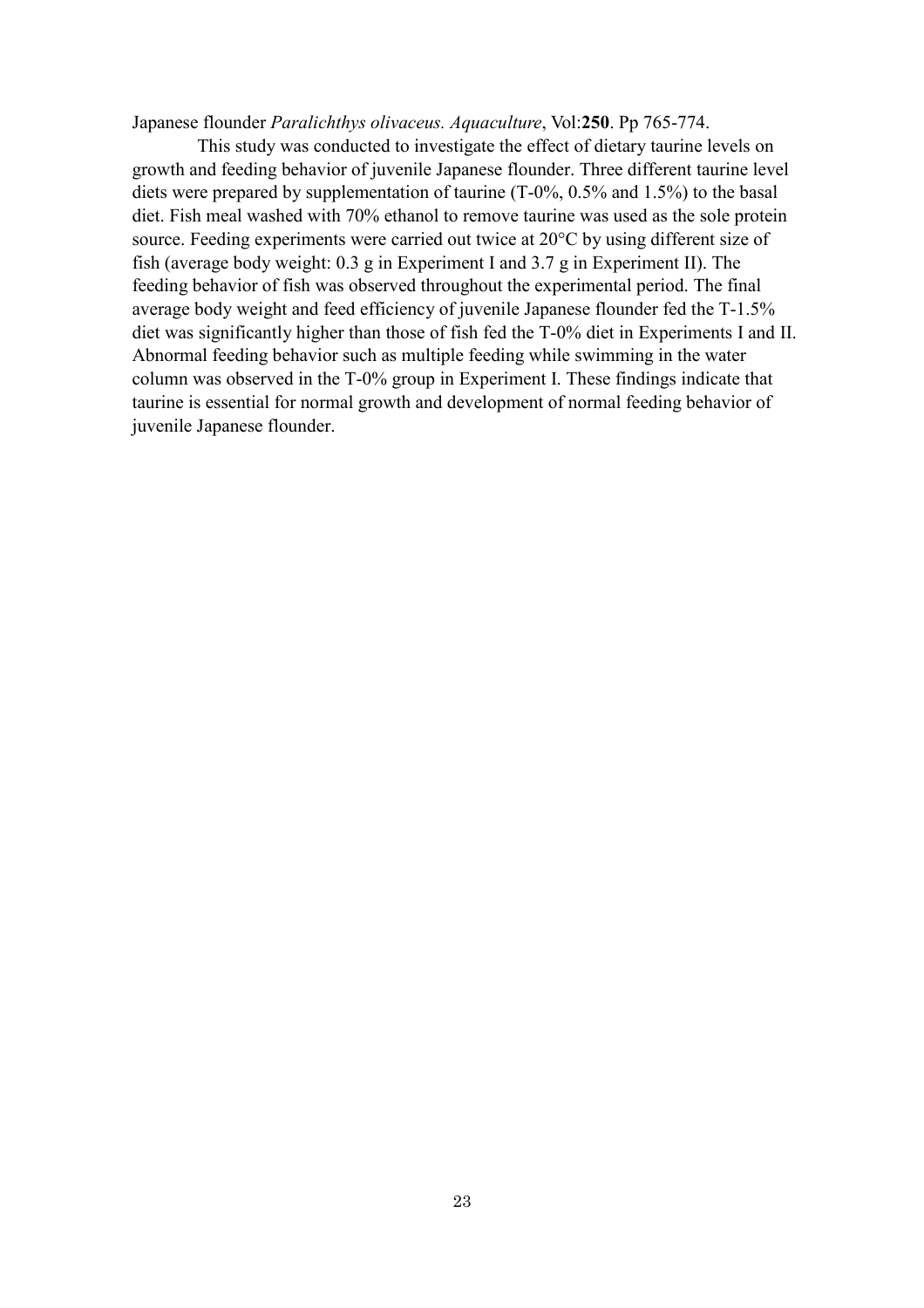Japanese flounder *Paralichthys olivaceus. Aquaculture*, Vol:**250**. Pp 765-774.

This study was conducted to investigate the effect of dietary taurine levels on growth and feeding behavior of juvenile Japanese flounder. Three different taurine level diets were prepared by supplementation of taurine (T-0%, 0.5% and 1.5%) to the basal diet. Fish meal washed with 70% ethanol to remove taurine was used as the sole protein source. Feeding experiments were carried out twice at 20°C by using different size of fish (average body weight: 0.3 g in Experiment I and 3.7 g in Experiment II). The feeding behavior of fish was observed throughout the experimental period. The final average body weight and feed efficiency of juvenile Japanese flounder fed the T-1.5% diet was significantly higher than those of fish fed the T-0% diet in Experiments I and II. Abnormal feeding behavior such as multiple feeding while swimming in the water column was observed in the T-0% group in Experiment I. These findings indicate that taurine is essential for normal growth and development of normal feeding behavior of juvenile Japanese flounder.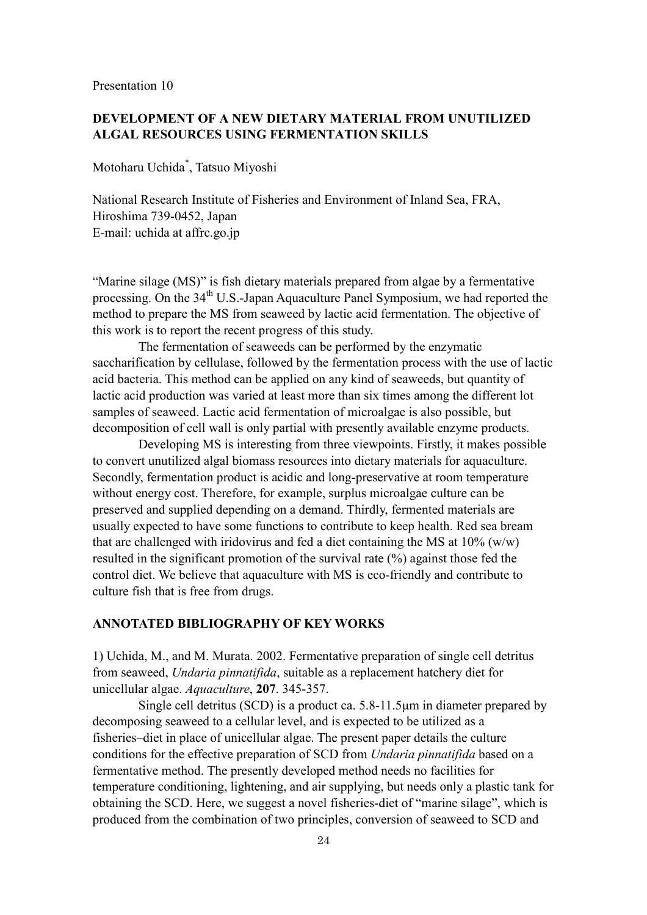Presentation 10

## DEVELOPMENT OF A NEW DIETARY MATERIAL FROM UNUTILIZED ALGAL RESOURCES USING FERMENTATION SKILLS

Motoharu Uchida*, Tatsuo Miyoshi

National Research Institute of Fisheries and Environment of Inland Sea, FRA, Hiroshima 739-0452, Japan
E-mail: uchida at affrc.go.jp

"Marine silage (MS)" is fish dietary materials prepared from algae by a fermentative processing. On the 34th U.S.-Japan Aquaculture Panel Symposium, we had reported the method to prepare the MS from seaweed by lactic acid fermentation. The objective of this work is to report the recent progress of this study.

The fermentation of seaweeds can be performed by the enzymatic saccharification by cellulase, followed by the fermentation process with the use of lactic acid bacteria. This method can be applied on any kind of seaweeds, but quantity of lactic acid production was varied at least more than six times among the different lot samples of seaweed. Lactic acid fermentation of microalgae is also possible, but decomposition of cell wall is only partial with presently available enzyme products.

Developing MS is interesting from three viewpoints. Firstly, it makes possible to convert unutilized algal biomass resources into dietary materials for aquaculture. Secondly, fermentation product is acidic and long-preservative at room temperature without energy cost. Therefore, for example, surplus microalgae culture can be preserved and supplied depending on a demand. Thirdly, fermented materials are usually expected to have some functions to contribute to keep health. Red sea bream that are challenged with iridovirus and fed a diet containing the MS at 10% (w/w) resulted in the significant promotion of the survival rate (%) against those fed the control diet. We believe that aquaculture with MS is eco-friendly and contribute to culture fish that is free from drugs.

### ANNOTATED BIBLIOGRAPHY OF KEY WORKS

1) Uchida, M., and M. Murata. 2002. Fermentative preparation of single cell detritus from seaweed, *Undaria pinnatifida*, suitable as a replacement hatchery diet for unicellular algae. *Aquaculture*, **207**. 345-357.

Single cell detritus (SCD) is a product ca. 5.8-11.5μm in diameter prepared by decomposing seaweed to a cellular level, and is expected to be utilized as a fisheries–diet in place of unicellular algae. The present paper details the culture conditions for the effective preparation of SCD from *Undaria pinnatifida* based on a fermentative method. The presently developed method needs no facilities for temperature conditioning, lightening, and air supplying, but needs only a plastic tank for obtaining the SCD. Here, we suggest a novel fisheries-diet of "marine silage", which is produced from the combination of two principles, conversion of seaweed to SCD and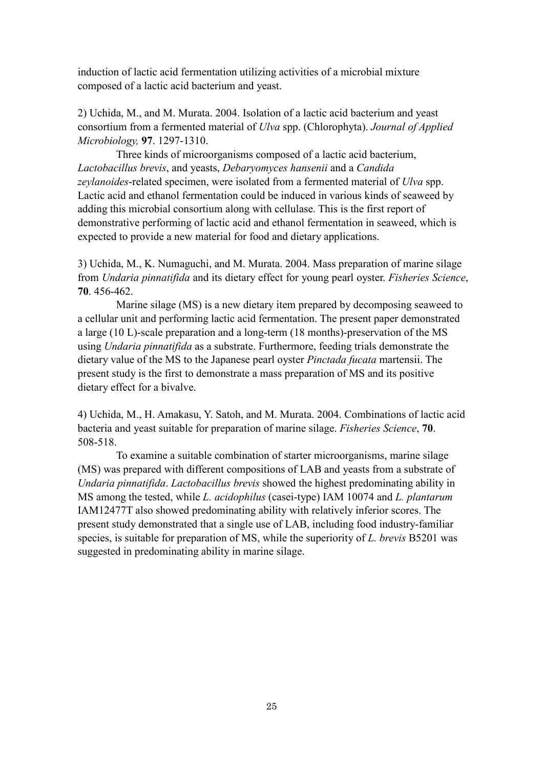induction of lactic acid fermentation utilizing activities of a microbial mixture composed of a lactic acid bacterium and yeast.

2) Uchida, M., and M. Murata. 2004. Isolation of a lactic acid bacterium and yeast consortium from a fermented material of *Ulva* spp. (Chlorophyta). *Journal of Applied Microbiology,* **97**. 1297-1310.

Three kinds of microorganisms composed of a lactic acid bacterium, *Lactobacillus brevis*, and yeasts, *Debaryomyces hansenii* and a *Candida zeylanoides*-related specimen, were isolated from a fermented material of *Ulva* spp. Lactic acid and ethanol fermentation could be induced in various kinds of seaweed by adding this microbial consortium along with cellulase. This is the first report of demonstrative performing of lactic acid and ethanol fermentation in seaweed, which is expected to provide a new material for food and dietary applications.

3) Uchida, M., K. Numaguchi, and M. Murata. 2004. Mass preparation of marine silage from *Undaria pinnatifida* and its dietary effect for young pearl oyster. *Fisheries Science*, **70**. 456-462.

Marine silage (MS) is a new dietary item prepared by decomposing seaweed to a cellular unit and performing lactic acid fermentation. The present paper demonstrated a large (10 L)-scale preparation and a long-term (18 months)-preservation of the MS using *Undaria pinnatifida* as a substrate. Furthermore, feeding trials demonstrate the dietary value of the MS to the Japanese pearl oyster *Pinctada fucata* martensii. The present study is the first to demonstrate a mass preparation of MS and its positive dietary effect for a bivalve.

4) Uchida, M., H. Amakasu, Y. Satoh, and M. Murata. 2004. Combinations of lactic acid bacteria and yeast suitable for preparation of marine silage. *Fisheries Science*, **70**. 508-518.

To examine a suitable combination of starter microorganisms, marine silage (MS) was prepared with different compositions of LAB and yeasts from a substrate of *Undaria pinnatifida*. *Lactobacillus brevis* showed the highest predominating ability in MS among the tested, while *L. acidophilus* (casei-type) IAM 10074 and *L. plantarum* IAM12477T also showed predominating ability with relatively inferior scores. The present study demonstrated that a single use of LAB, including food industry-familiar species, is suitable for preparation of MS, while the superiority of *L. brevis* B5201 was suggested in predominating ability in marine silage.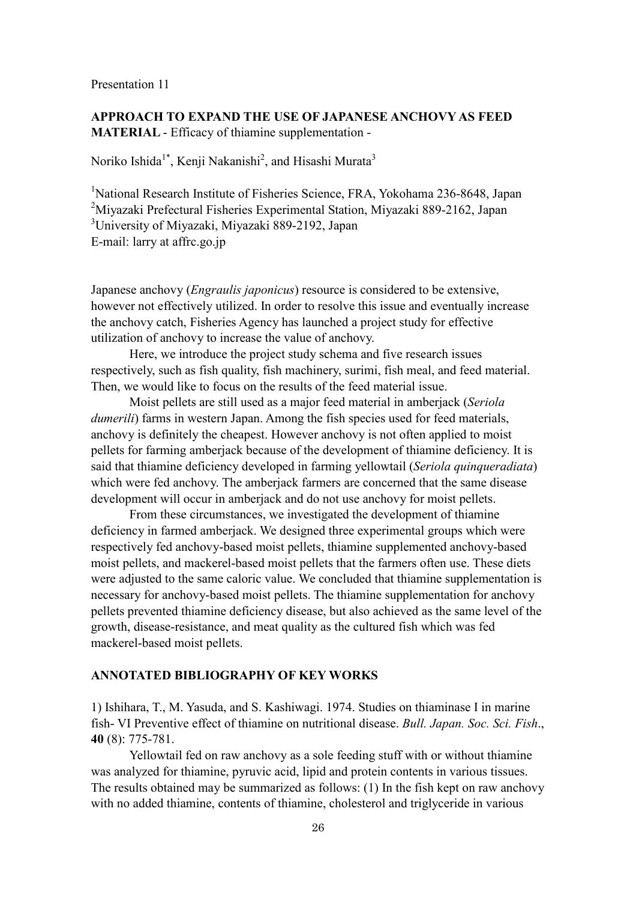Presentation 11

## APPROACH TO EXPAND THE USE OF JAPANESE ANCHOVY AS FEED MATERIAL - Efficacy of thiamine supplementation -

Noriko Ishida[1*], Kenji Nakanishi[2], and Hisashi Murata[3]

[1]National Research Institute of Fisheries Science, FRA, Yokohama 236-8648, Japan
[2]Miyazaki Prefectural Fisheries Experimental Station, Miyazaki 889-2162, Japan
[3]University of Miyazaki, Miyazaki 889-2192, Japan
E-mail: larry at affrc.go.jp

Japanese anchovy (*Engraulis japonicus*) resource is considered to be extensive, however not effectively utilized. In order to resolve this issue and eventually increase the anchovy catch, Fisheries Agency has launched a project study for effective utilization of anchovy to increase the value of anchovy.

Here, we introduce the project study schema and five research issues respectively, such as fish quality, fish machinery, surimi, fish meal, and feed material. Then, we would like to focus on the results of the feed material issue.

Moist pellets are still used as a major feed material in amberjack (*Seriola dumerili*) farms in western Japan. Among the fish species used for feed materials, anchovy is definitely the cheapest. However anchovy is not often applied to moist pellets for farming amberjack because of the development of thiamine deficiency. It is said that thiamine deficiency developed in farming yellowtail (*Seriola quinqueradiata*) which were fed anchovy. The amberjack farmers are concerned that the same disease development will occur in amberjack and do not use anchovy for moist pellets.

From these circumstances, we investigated the development of thiamine deficiency in farmed amberjack. We designed three experimental groups which were respectively fed anchovy-based moist pellets, thiamine supplemented anchovy-based moist pellets, and mackerel-based moist pellets that the farmers often use. These diets were adjusted to the same caloric value. We concluded that thiamine supplementation is necessary for anchovy-based moist pellets. The thiamine supplementation for anchovy pellets prevented thiamine deficiency disease, but also achieved as the same level of the growth, disease-resistance, and meat quality as the cultured fish which was fed mackerel-based moist pellets.

### ANNOTATED BIBLIOGRAPHY OF KEY WORKS

1) Ishihara, T., M. Yasuda, and S. Kashiwagi. 1974. Studies on thiaminase I in marine fish- VI Preventive effect of thiamine on nutritional disease. *Bull. Japan. Soc. Sci. Fish*., **40** (8): 775-781.

Yellowtail fed on raw anchovy as a sole feeding stuff with or without thiamine was analyzed for thiamine, pyruvic acid, lipid and protein contents in various tissues. The results obtained may be summarized as follows: (1) In the fish kept on raw anchovy with no added thiamine, contents of thiamine, cholesterol and triglyceride in various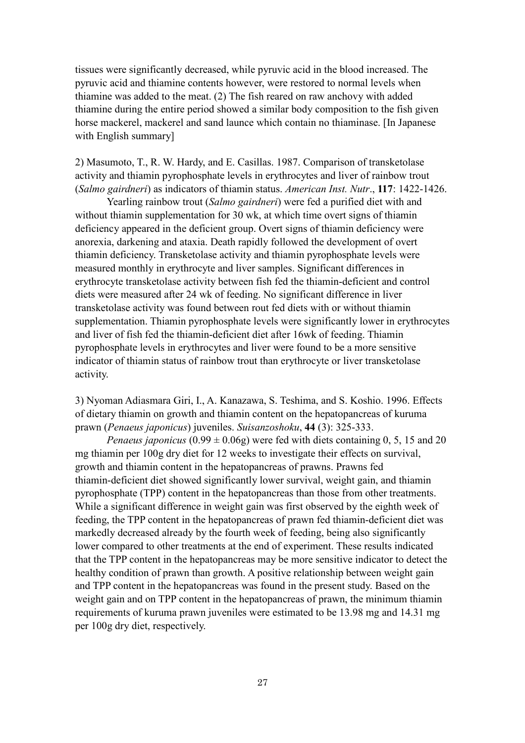tissues were significantly decreased, while pyruvic acid in the blood increased. The pyruvic acid and thiamine contents however, were restored to normal levels when thiamine was added to the meat. (2) The fish reared on raw anchovy with added thiamine during the entire period showed a similar body composition to the fish given horse mackerel, mackerel and sand launce which contain no thiaminase. [In Japanese with English summary]

2) Masumoto, T., R. W. Hardy, and E. Casillas. 1987. Comparison of transketolase activity and thiamin pyrophosphate levels in erythrocytes and liver of rainbow trout (*Salmo gairdneri*) as indicators of thiamin status. *American Inst. Nutr*., **117**: 1422-1426.

Yearling rainbow trout (*Salmo gairdneri*) were fed a purified diet with and without thiamin supplementation for 30 wk, at which time overt signs of thiamin deficiency appeared in the deficient group. Overt signs of thiamin deficiency were anorexia, darkening and ataxia. Death rapidly followed the development of overt thiamin deficiency. Transketolase activity and thiamin pyrophosphate levels were measured monthly in erythrocyte and liver samples. Significant differences in erythrocyte transketolase activity between fish fed the thiamin-deficient and control diets were measured after 24 wk of feeding. No significant difference in liver transketolase activity was found between rout fed diets with or without thiamin supplementation. Thiamin pyrophosphate levels were significantly lower in erythrocytes and liver of fish fed the thiamin-deficient diet after 16wk of feeding. Thiamin pyrophosphate levels in erythrocytes and liver were found to be a more sensitive indicator of thiamin status of rainbow trout than erythrocyte or liver transketolase activity.

3) Nyoman Adiasmara Giri, I., A. Kanazawa, S. Teshima, and S. Koshio. 1996. Effects of dietary thiamin on growth and thiamin content on the hepatopancreas of kuruma prawn (*Penaeus japonicus*) juveniles. *Suisanzoshoku*, **44** (3): 325-333.

*Penaeus japonicus* ($0.99 \pm 0.06$g) were fed with diets containing 0, 5, 15 and 20 mg thiamin per 100g dry diet for 12 weeks to investigate their effects on survival, growth and thiamin content in the hepatopancreas of prawns. Prawns fed thiamin-deficient diet showed significantly lower survival, weight gain, and thiamin pyrophosphate (TPP) content in the hepatopancreas than those from other treatments. While a significant difference in weight gain was first observed by the eighth week of feeding, the TPP content in the hepatopancreas of prawn fed thiamin-deficient diet was markedly decreased already by the fourth week of feeding, being also significantly lower compared to other treatments at the end of experiment. These results indicated that the TPP content in the hepatopancreas may be more sensitive indicator to detect the healthy condition of prawn than growth. A positive relationship between weight gain and TPP content in the hepatopancreas was found in the present study. Based on the weight gain and on TPP content in the hepatopancreas of prawn, the minimum thiamin requirements of kuruma prawn juveniles were estimated to be 13.98 mg and 14.31 mg per 100g dry diet, respectively.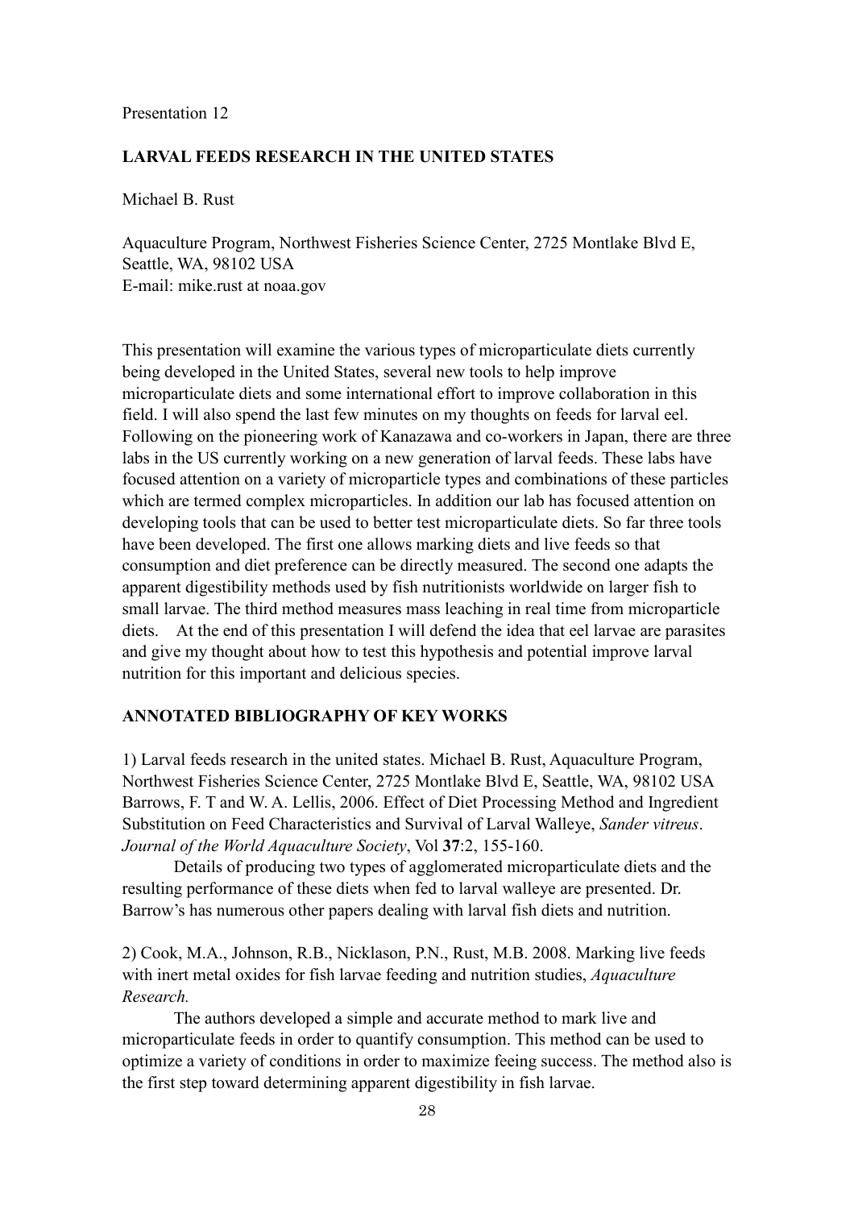Presentation 12

## LARVAL FEEDS RESEARCH IN THE UNITED STATES

Michael B. Rust

Aquaculture Program, Northwest Fisheries Science Center, 2725 Montlake Blvd E, Seattle, WA, 98102 USA
E-mail: mike.rust at noaa.gov

This presentation will examine the various types of microparticulate diets currently being developed in the United States, several new tools to help improve microparticulate diets and some international effort to improve collaboration in this field. I will also spend the last few minutes on my thoughts on feeds for larval eel. Following on the pioneering work of Kanazawa and co-workers in Japan, there are three labs in the US currently working on a new generation of larval feeds. These labs have focused attention on a variety of microparticle types and combinations of these particles which are termed complex microparticles. In addition our lab has focused attention on developing tools that can be used to better test microparticulate diets. So far three tools have been developed. The first one allows marking diets and live feeds so that consumption and diet preference can be directly measured. The second one adapts the apparent digestibility methods used by fish nutritionists worldwide on larger fish to small larvae. The third method measures mass leaching in real time from microparticle diets. At the end of this presentation I will defend the idea that eel larvae are parasites and give my thought about how to test this hypothesis and potential improve larval nutrition for this important and delicious species.

### ANNOTATED BIBLIOGRAPHY OF KEY WORKS

1) Larval feeds research in the united states. Michael B. Rust, Aquaculture Program, Northwest Fisheries Science Center, 2725 Montlake Blvd E, Seattle, WA, 98102 USA Barrows, F. T and W. A. Lellis, 2006. Effect of Diet Processing Method and Ingredient Substitution on Feed Characteristics and Survival of Larval Walleye, *Sander vitreus*. *Journal of the World Aquaculture Society*, Vol **37**:2, 155-160.

Details of producing two types of agglomerated microparticulate diets and the resulting performance of these diets when fed to larval walleye are presented. Dr. Barrow's has numerous other papers dealing with larval fish diets and nutrition.

2) Cook, M.A., Johnson, R.B., Nicklason, P.N., Rust, M.B. 2008. Marking live feeds with inert metal oxides for fish larvae feeding and nutrition studies, *Aquaculture Research.*

The authors developed a simple and accurate method to mark live and microparticulate feeds in order to quantify consumption. This method can be used to optimize a variety of conditions in order to maximize feeing success. The method also is the first step toward determining apparent digestibility in fish larvae.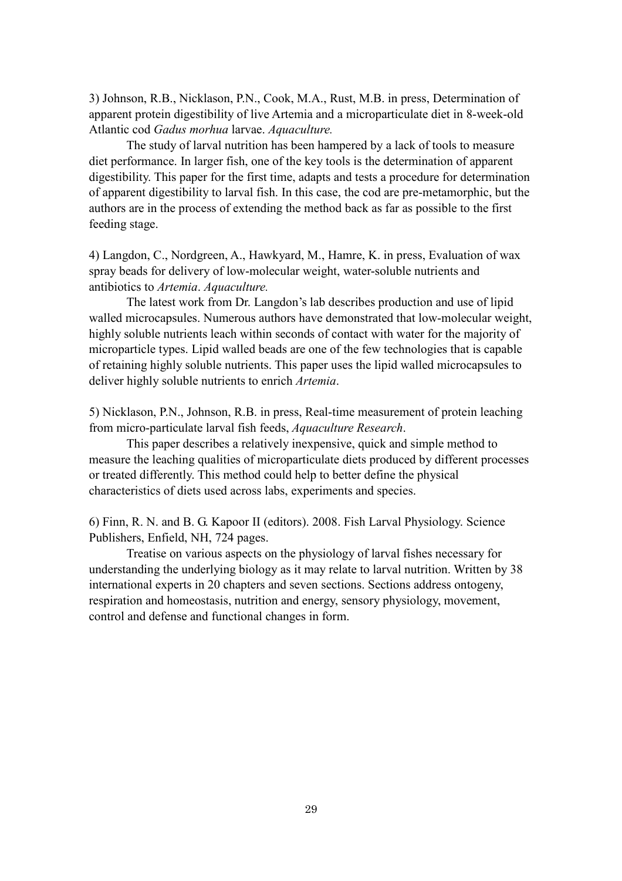3) Johnson, R.B., Nicklason, P.N., Cook, M.A., Rust, M.B. in press, Determination of apparent protein digestibility of live Artemia and a microparticulate diet in 8-week-old Atlantic cod *Gadus morhua* larvae. *Aquaculture.*

The study of larval nutrition has been hampered by a lack of tools to measure diet performance. In larger fish, one of the key tools is the determination of apparent digestibility. This paper for the first time, adapts and tests a procedure for determination of apparent digestibility to larval fish. In this case, the cod are pre-metamorphic, but the authors are in the process of extending the method back as far as possible to the first feeding stage.

4) Langdon, C., Nordgreen, A., Hawkyard, M., Hamre, K. in press, Evaluation of wax spray beads for delivery of low-molecular weight, water-soluble nutrients and antibiotics to *Artemia*. *Aquaculture.*

The latest work from Dr. Langdon's lab describes production and use of lipid walled microcapsules. Numerous authors have demonstrated that low-molecular weight, highly soluble nutrients leach within seconds of contact with water for the majority of microparticle types. Lipid walled beads are one of the few technologies that is capable of retaining highly soluble nutrients. This paper uses the lipid walled microcapsules to deliver highly soluble nutrients to enrich *Artemia*.

5) Nicklason, P.N., Johnson, R.B. in press, Real-time measurement of protein leaching from micro-particulate larval fish feeds, *Aquaculture Research*.

This paper describes a relatively inexpensive, quick and simple method to measure the leaching qualities of microparticulate diets produced by different processes or treated differently. This method could help to better define the physical characteristics of diets used across labs, experiments and species.

6) Finn, R. N. and B. G. Kapoor II (editors). 2008. Fish Larval Physiology. Science Publishers, Enfield, NH, 724 pages.

Treatise on various aspects on the physiology of larval fishes necessary for understanding the underlying biology as it may relate to larval nutrition. Written by 38 international experts in 20 chapters and seven sections. Sections address ontogeny, respiration and homeostasis, nutrition and energy, sensory physiology, movement, control and defense and functional changes in form.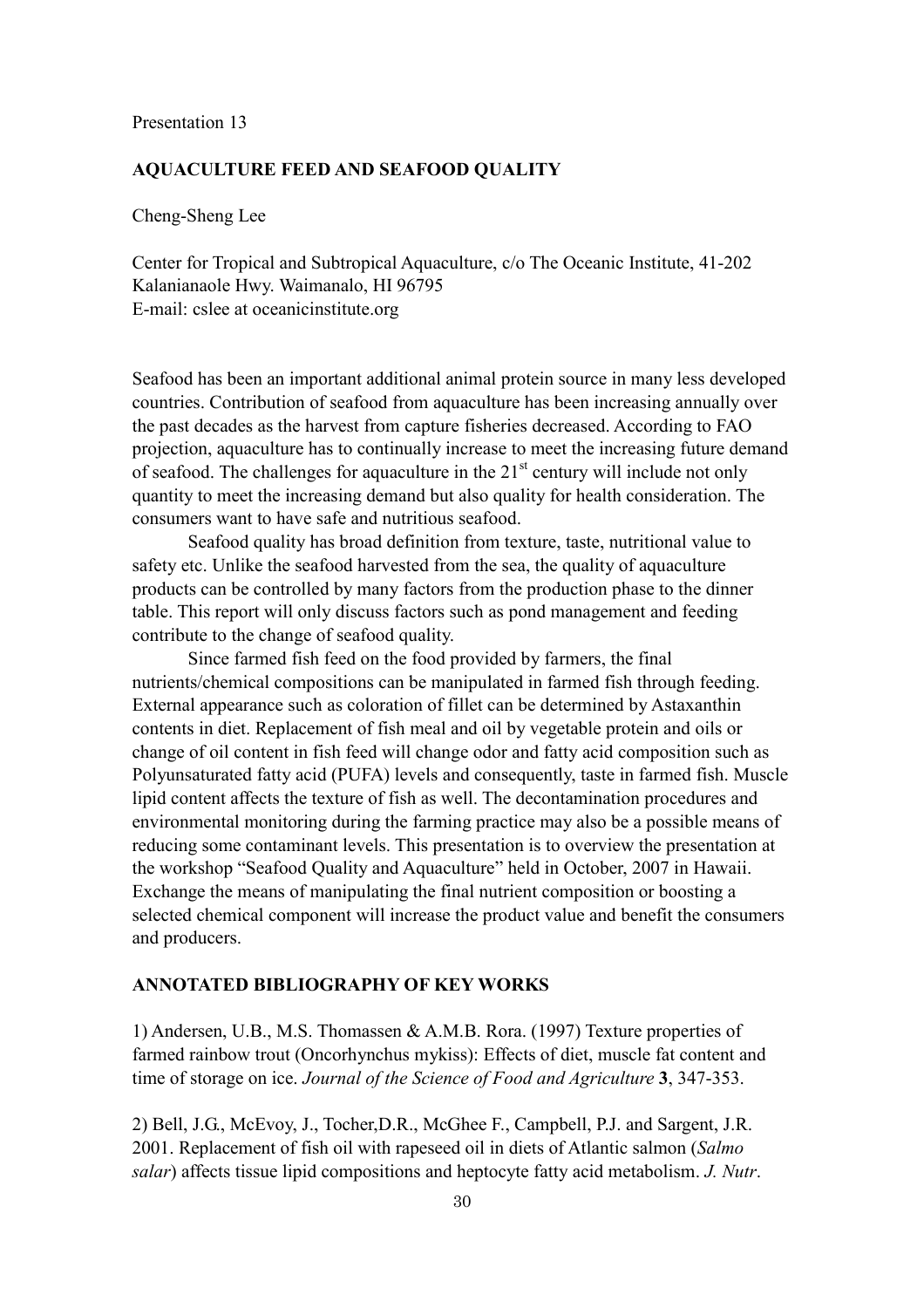Presentation 13

## AQUACULTURE FEED AND SEAFOOD QUALITY

Cheng-Sheng Lee

Center for Tropical and Subtropical Aquaculture, c/o The Oceanic Institute, 41-202 Kalanianaole Hwy. Waimanalo, HI 96795
E-mail: cslee at oceanicinstitute.org

Seafood has been an important additional animal protein source in many less developed countries. Contribution of seafood from aquaculture has been increasing annually over the past decades as the harvest from capture fisheries decreased. According to FAO projection, aquaculture has to continually increase to meet the increasing future demand of seafood. The challenges for aquaculture in the 21st century will include not only quantity to meet the increasing demand but also quality for health consideration. The consumers want to have safe and nutritious seafood.

Seafood quality has broad definition from texture, taste, nutritional value to safety etc. Unlike the seafood harvested from the sea, the quality of aquaculture products can be controlled by many factors from the production phase to the dinner table. This report will only discuss factors such as pond management and feeding contribute to the change of seafood quality.

Since farmed fish feed on the food provided by farmers, the final nutrients/chemical compositions can be manipulated in farmed fish through feeding. External appearance such as coloration of fillet can be determined by Astaxanthin contents in diet. Replacement of fish meal and oil by vegetable protein and oils or change of oil content in fish feed will change odor and fatty acid composition such as Polyunsaturated fatty acid (PUFA) levels and consequently, taste in farmed fish. Muscle lipid content affects the texture of fish as well. The decontamination procedures and environmental monitoring during the farming practice may also be a possible means of reducing some contaminant levels. This presentation is to overview the presentation at the workshop "Seafood Quality and Aquaculture" held in October, 2007 in Hawaii. Exchange the means of manipulating the final nutrient composition or boosting a selected chemical component will increase the product value and benefit the consumers and producers.

## ANNOTATED BIBLIOGRAPHY OF KEY WORKS

1) Andersen, U.B., M.S. Thomassen & A.M.B. Rora. (1997) Texture properties of farmed rainbow trout (Oncorhynchus mykiss): Effects of diet, muscle fat content and time of storage on ice. *Journal of the Science of Food and Agriculture* **3**, 347-353.

2) Bell, J.G., McEvoy, J., Tocher,D.R., McGhee F., Campbell, P.J. and Sargent, J.R. 2001. Replacement of fish oil with rapeseed oil in diets of Atlantic salmon (*Salmo salar*) affects tissue lipid compositions and heptocyte fatty acid metabolism. *J. Nutr*.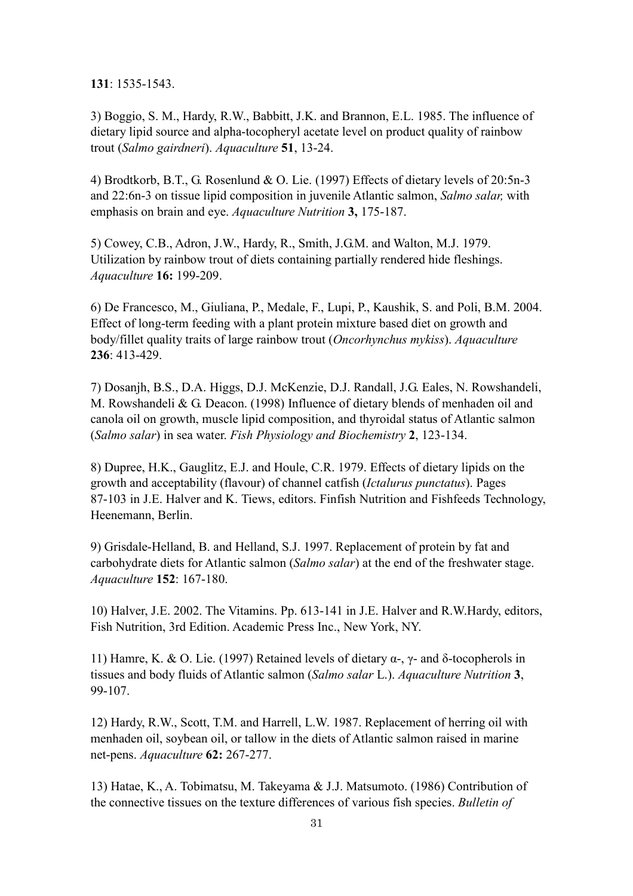**131**: 1535-1543.

3) Boggio, S. M., Hardy, R.W., Babbitt, J.K. and Brannon, E.L. 1985. The influence of dietary lipid source and alpha-tocopheryl acetate level on product quality of rainbow trout (*Salmo gairdneri*). *Aquaculture* **51**, 13-24.

4) Brodtkorb, B.T., G. Rosenlund & O. Lie. (1997) Effects of dietary levels of 20:5n-3 and 22:6n-3 on tissue lipid composition in juvenile Atlantic salmon, *Salmo salar,* with emphasis on brain and eye. *Aquaculture Nutrition* **3,** 175-187.

5) Cowey, C.B., Adron, J.W., Hardy, R., Smith, J.G.M. and Walton, M.J. 1979. Utilization by rainbow trout of diets containing partially rendered hide fleshings. *Aquaculture* **16:** 199-209.

6) De Francesco, M., Giuliana, P., Medale, F., Lupi, P., Kaushik, S. and Poli, B.M. 2004. Effect of long-term feeding with a plant protein mixture based diet on growth and body/fillet quality traits of large rainbow trout (*Oncorhynchus mykiss*). *Aquaculture* **236**: 413-429.

7) Dosanjh, B.S., D.A. Higgs, D.J. McKenzie, D.J. Randall, J.G. Eales, N. Rowshandeli, M. Rowshandeli & G. Deacon. (1998) Influence of dietary blends of menhaden oil and canola oil on growth, muscle lipid composition, and thyroidal status of Atlantic salmon (*Salmo salar*) in sea water. *Fish Physiology and Biochemistry* **2**, 123-134.

8) Dupree, H.K., Gauglitz, E.J. and Houle, C.R. 1979. Effects of dietary lipids on the growth and acceptability (flavour) of channel catfish (*Ictalurus punctatus*). Pages 87-103 in J.E. Halver and K. Tiews, editors. Finfish Nutrition and Fishfeeds Technology, Heenemann, Berlin.

9) Grisdale-Helland, B. and Helland, S.J. 1997. Replacement of protein by fat and carbohydrate diets for Atlantic salmon (*Salmo salar*) at the end of the freshwater stage. *Aquaculture* **152**: 167-180.

10) Halver, J.E. 2002. The Vitamins. Pp. 613-141 in J.E. Halver and R.W.Hardy, editors, Fish Nutrition, 3rd Edition. Academic Press Inc., New York, NY.

11) Hamre, K. & O. Lie. (1997) Retained levels of dietary α-, γ- and δ-tocopherols in tissues and body fluids of Atlantic salmon (*Salmo salar* L.). *Aquaculture Nutrition* **3**, 99-107.

12) Hardy, R.W., Scott, T.M. and Harrell, L.W. 1987. Replacement of herring oil with menhaden oil, soybean oil, or tallow in the diets of Atlantic salmon raised in marine net-pens. *Aquaculture* **62:** 267-277.

13) Hatae, K., A. Tobimatsu, M. Takeyama & J.J. Matsumoto. (1986) Contribution of the connective tissues on the texture differences of various fish species. *Bulletin of*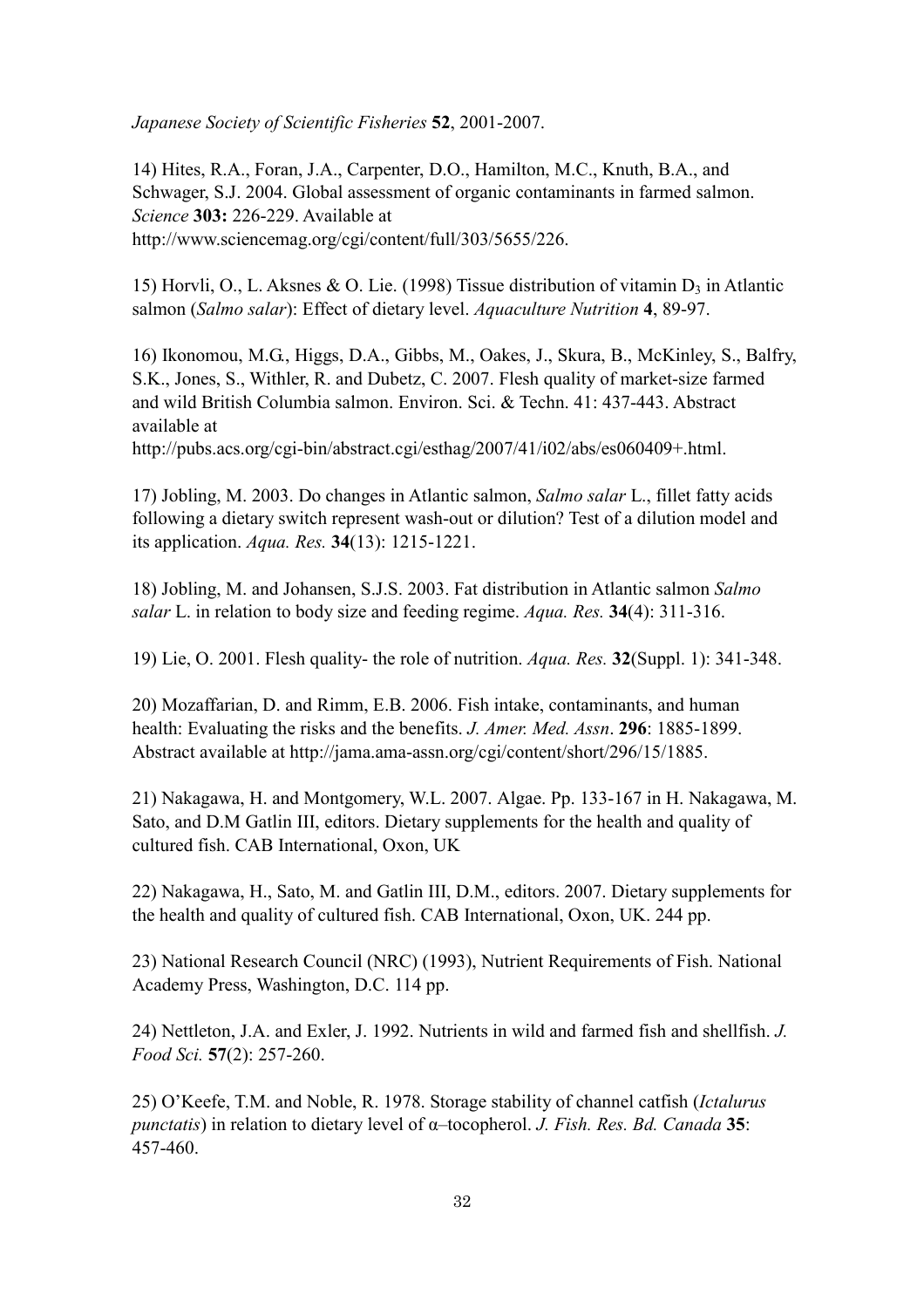*Japanese Society of Scientific Fisheries* **52**, 2001-2007.

14) Hites, R.A., Foran, J.A., Carpenter, D.O., Hamilton, M.C., Knuth, B.A., and Schwager, S.J. 2004. Global assessment of organic contaminants in farmed salmon. *Science* **303:** 226-229. Available at http://www.sciencemag.org/cgi/content/full/303/5655/226.

15) Horvli, O., L. Aksnes & O. Lie. (1998) Tissue distribution of vitamin $D_3$ in Atlantic salmon (*Salmo salar*): Effect of dietary level. *Aquaculture Nutrition* **4**, 89-97.

16) Ikonomou, M.G., Higgs, D.A., Gibbs, M., Oakes, J., Skura, B., McKinley, S., Balfry, S.K., Jones, S., Withler, R. and Dubetz, C. 2007. Flesh quality of market-size farmed and wild British Columbia salmon. Environ. Sci. & Techn. 41: 437-443. Abstract available at http://pubs.acs.org/cgi-bin/abstract.cgi/esthag/2007/41/i02/abs/es060409+.html.

17) Jobling, M. 2003. Do changes in Atlantic salmon, *Salmo salar* L., fillet fatty acids following a dietary switch represent wash-out or dilution? Test of a dilution model and its application. *Aqua. Res.* **34**(13): 1215-1221.

18) Jobling, M. and Johansen, S.J.S. 2003. Fat distribution in Atlantic salmon *Salmo salar* L. in relation to body size and feeding regime. *Aqua. Res.* **34**(4): 311-316.

19) Lie, O. 2001. Flesh quality- the role of nutrition. *Aqua. Res.* **32**(Suppl. 1): 341-348.

20) Mozaffarian, D. and Rimm, E.B. 2006. Fish intake, contaminants, and human health: Evaluating the risks and the benefits. *J. Amer. Med. Assn*. **296**: 1885-1899. Abstract available at http://jama.ama-assn.org/cgi/content/short/296/15/1885.

21) Nakagawa, H. and Montgomery, W.L. 2007. Algae. Pp. 133-167 in H. Nakagawa, M. Sato, and D.M Gatlin III, editors. Dietary supplements for the health and quality of cultured fish. CAB International, Oxon, UK

22) Nakagawa, H., Sato, M. and Gatlin III, D.M., editors. 2007. Dietary supplements for the health and quality of cultured fish. CAB International, Oxon, UK. 244 pp.

23) National Research Council (NRC) (1993), Nutrient Requirements of Fish. National Academy Press, Washington, D.C. 114 pp.

24) Nettleton, J.A. and Exler, J. 1992. Nutrients in wild and farmed fish and shellfish. *J. Food Sci.* **57**(2): 257-260.

25) O'Keefe, T.M. and Noble, R. 1978. Storage stability of channel catfish (*Ictalurus punctatis*) in relation to dietary level of α–tocopherol. *J. Fish. Res. Bd. Canada* **35**: 457-460.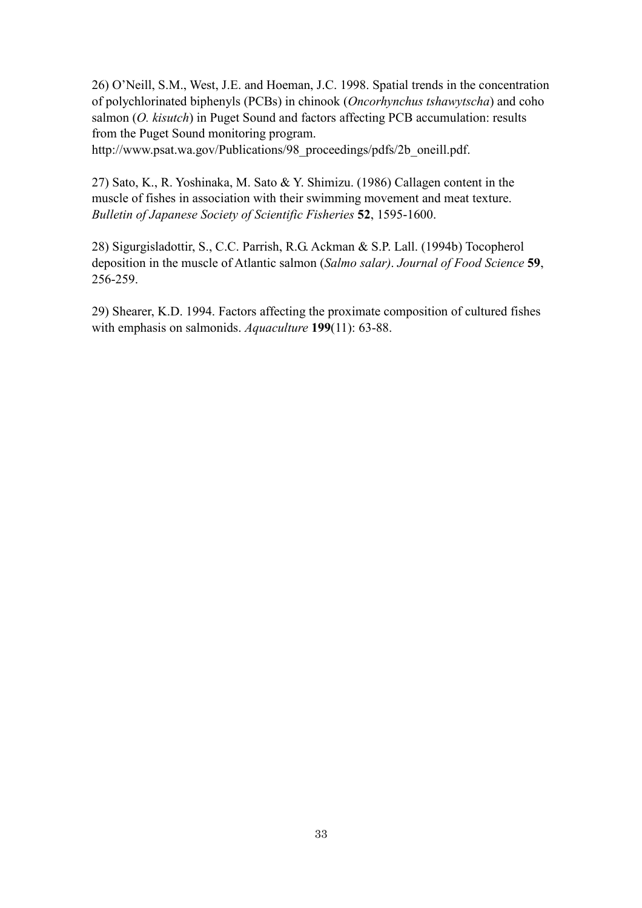26) O’Neill, S.M., West, J.E. and Hoeman, J.C. 1998. Spatial trends in the concentration of polychlorinated biphenyls (PCBs) in chinook (*Oncorhynchus tshawytscha*) and coho salmon (*O. kisutch*) in Puget Sound and factors affecting PCB accumulation: results from the Puget Sound monitoring program. http://www.psat.wa.gov/Publications/98_proceedings/pdfs/2b_oneill.pdf.

27) Sato, K., R. Yoshinaka, M. Sato & Y. Shimizu. (1986) Callagen content in the muscle of fishes in association with their swimming movement and meat texture. *Bulletin of Japanese Society of Scientific Fisheries* **52**, 1595-1600.

28) Sigurgisladottir, S., C.C. Parrish, R.G. Ackman & S.P. Lall. (1994b) Tocopherol deposition in the muscle of Atlantic salmon (*Salmo salar)*. *Journal of Food Science* **59**, 256-259.

29) Shearer, K.D. 1994. Factors affecting the proximate composition of cultured fishes with emphasis on salmonids. *Aquaculture* **199**(11): 63-88.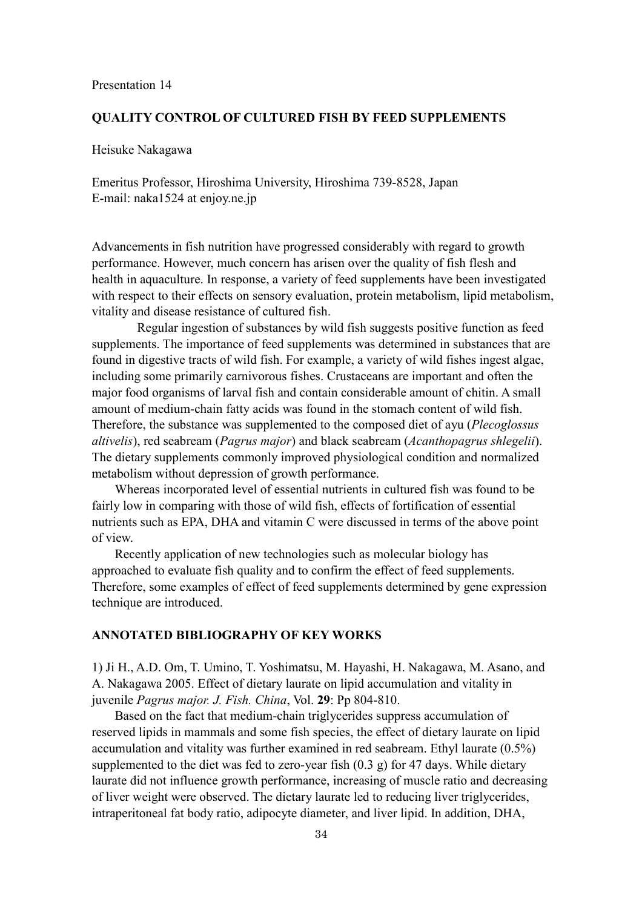Presentation 14

## QUALITY CONTROL OF CULTURED FISH BY FEED SUPPLEMENTS

Heisuke Nakagawa

Emeritus Professor, Hiroshima University, Hiroshima 739-8528, Japan
E-mail: naka1524 at enjoy.ne.jp

Advancements in fish nutrition have progressed considerably with regard to growth performance. However, much concern has arisen over the quality of fish flesh and health in aquaculture. In response, a variety of feed supplements have been investigated with respect to their effects on sensory evaluation, protein metabolism, lipid metabolism, vitality and disease resistance of cultured fish.

Regular ingestion of substances by wild fish suggests positive function as feed supplements. The importance of feed supplements was determined in substances that are found in digestive tracts of wild fish. For example, a variety of wild fishes ingest algae, including some primarily carnivorous fishes. Crustaceans are important and often the major food organisms of larval fish and contain considerable amount of chitin. A small amount of medium-chain fatty acids was found in the stomach content of wild fish. Therefore, the substance was supplemented to the composed diet of ayu (*Plecoglossus altivelis*), red seabream (*Pagrus major*) and black seabream (*Acanthopagrus shlegelii*). The dietary supplements commonly improved physiological condition and normalized metabolism without depression of growth performance.

Whereas incorporated level of essential nutrients in cultured fish was found to be fairly low in comparing with those of wild fish, effects of fortification of essential nutrients such as EPA, DHA and vitamin C were discussed in terms of the above point of view.

Recently application of new technologies such as molecular biology has approached to evaluate fish quality and to confirm the effect of feed supplements. Therefore, some examples of effect of feed supplements determined by gene expression technique are introduced.

### ANNOTATED BIBLIOGRAPHY OF KEY WORKS

1) Ji H., A.D. Om, T. Umino, T. Yoshimatsu, M. Hayashi, H. Nakagawa, M. Asano, and A. Nakagawa 2005. Effect of dietary laurate on lipid accumulation and vitality in juvenile *Pagrus major. J. Fish. China*, Vol. **29**: Pp 804-810.

Based on the fact that medium-chain triglycerides suppress accumulation of reserved lipids in mammals and some fish species, the effect of dietary laurate on lipid accumulation and vitality was further examined in red seabream. Ethyl laurate (0.5%) supplemented to the diet was fed to zero-year fish (0.3 g) for 47 days. While dietary laurate did not influence growth performance, increasing of muscle ratio and decreasing of liver weight were observed. The dietary laurate led to reducing liver triglycerides, intraperitoneal fat body ratio, adipocyte diameter, and liver lipid. In addition, DHA,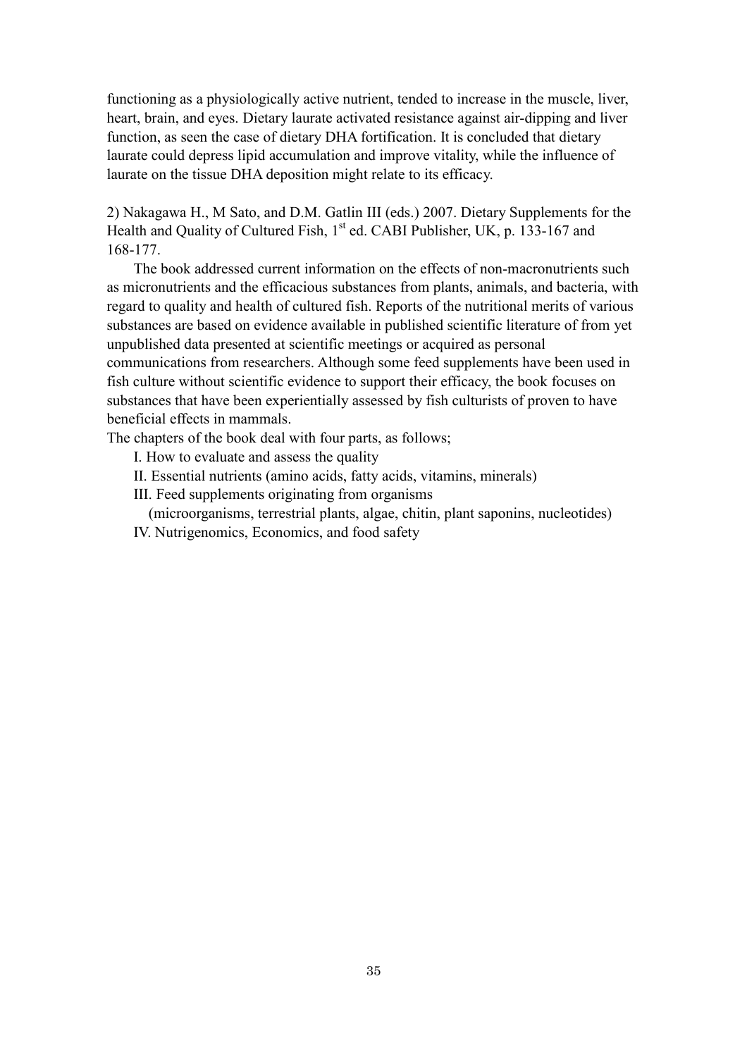functioning as a physiologically active nutrient, tended to increase in the muscle, liver, heart, brain, and eyes. Dietary laurate activated resistance against air-dipping and liver function, as seen the case of dietary DHA fortification. It is concluded that dietary laurate could depress lipid accumulation and improve vitality, while the influence of laurate on the tissue DHA deposition might relate to its efficacy.

2) Nakagawa H., M Sato, and D.M. Gatlin III (eds.) 2007. Dietary Supplements for the Health and Quality of Cultured Fish, 1st ed. CABI Publisher, UK, p. 133-167 and 168-177.

The book addressed current information on the effects of non-macronutrients such as micronutrients and the efficacious substances from plants, animals, and bacteria, with regard to quality and health of cultured fish. Reports of the nutritional merits of various substances are based on evidence available in published scientific literature of from yet unpublished data presented at scientific meetings or acquired as personal communications from researchers. Although some feed supplements have been used in fish culture without scientific evidence to support their efficacy, the book focuses on substances that have been experientially assessed by fish culturists of proven to have beneficial effects in mammals.

The chapters of the book deal with four parts, as follows;

I. How to evaluate and assess the quality

II. Essential nutrients (amino acids, fatty acids, vitamins, minerals)

III. Feed supplements originating from organisms
(microorganisms, terrestrial plants, algae, chitin, plant saponins, nucleotides)

IV. Nutrigenomics, Economics, and food safety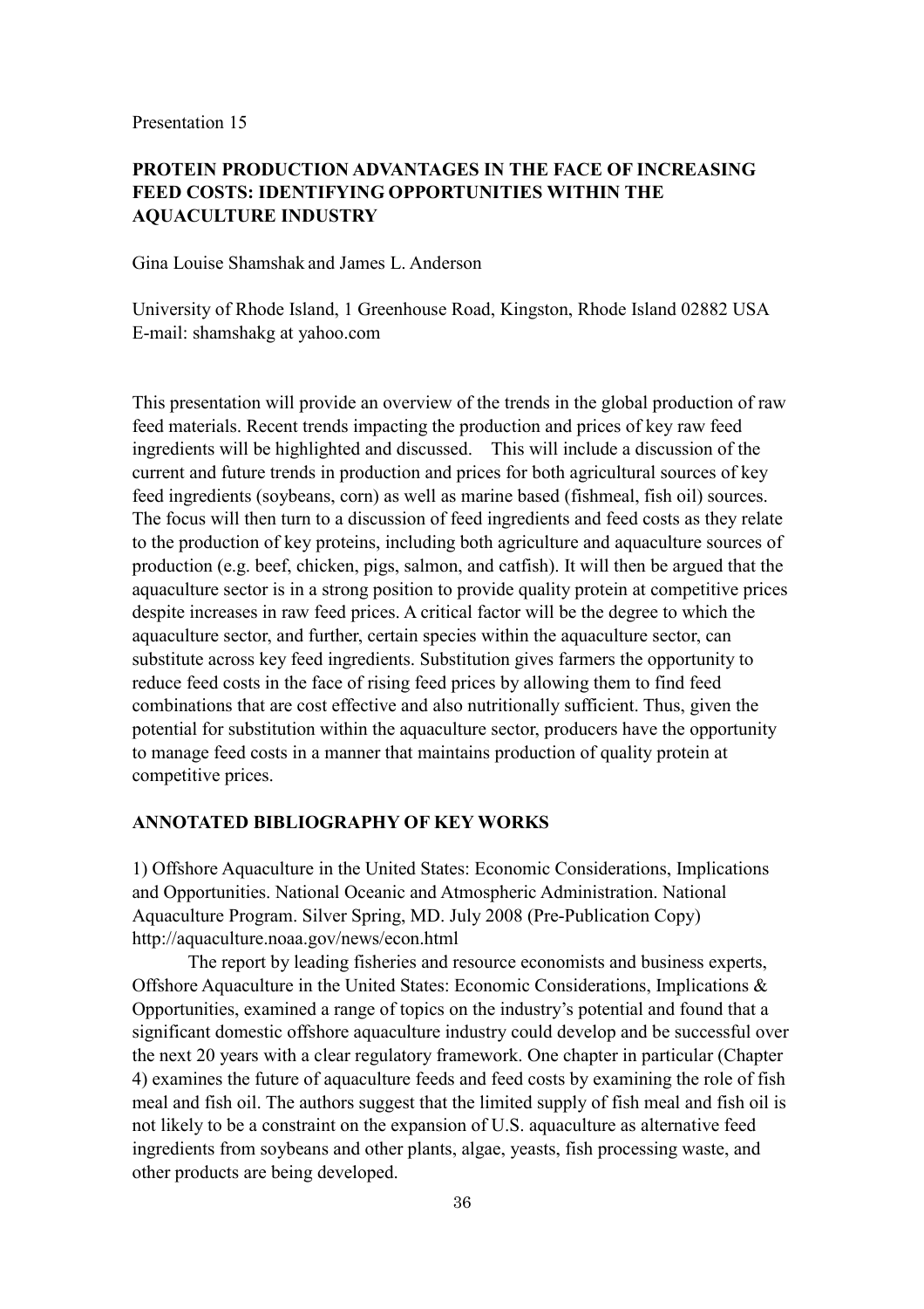Presentation 15

## PROTEIN PRODUCTION ADVANTAGES IN THE FACE OF INCREASING FEED COSTS: IDENTIFYING OPPORTUNITIES WITHIN THE AQUACULTURE INDUSTRY

Gina Louise Shamshak and James L. Anderson

University of Rhode Island, 1 Greenhouse Road, Kingston, Rhode Island 02882 USA
E-mail: shamshakg at yahoo.com

This presentation will provide an overview of the trends in the global production of raw feed materials. Recent trends impacting the production and prices of key raw feed ingredients will be highlighted and discussed. This will include a discussion of the current and future trends in production and prices for both agricultural sources of key feed ingredients (soybeans, corn) as well as marine based (fishmeal, fish oil) sources. The focus will then turn to a discussion of feed ingredients and feed costs as they relate to the production of key proteins, including both agriculture and aquaculture sources of production (e.g. beef, chicken, pigs, salmon, and catfish). It will then be argued that the aquaculture sector is in a strong position to provide quality protein at competitive prices despite increases in raw feed prices. A critical factor will be the degree to which the aquaculture sector, and further, certain species within the aquaculture sector, can substitute across key feed ingredients. Substitution gives farmers the opportunity to reduce feed costs in the face of rising feed prices by allowing them to find feed combinations that are cost effective and also nutritionally sufficient. Thus, given the potential for substitution within the aquaculture sector, producers have the opportunity to manage feed costs in a manner that maintains production of quality protein at competitive prices.

### ANNOTATED BIBLIOGRAPHY OF KEY WORKS

1) Offshore Aquaculture in the United States: Economic Considerations, Implications and Opportunities. National Oceanic and Atmospheric Administration. National Aquaculture Program. Silver Spring, MD. July 2008 (Pre-Publication Copy) http://aquaculture.noaa.gov/news/econ.html

The report by leading fisheries and resource economists and business experts, Offshore Aquaculture in the United States: Economic Considerations, Implications & Opportunities, examined a range of topics on the industry's potential and found that a significant domestic offshore aquaculture industry could develop and be successful over the next 20 years with a clear regulatory framework. One chapter in particular (Chapter 4) examines the future of aquaculture feeds and feed costs by examining the role of fish meal and fish oil. The authors suggest that the limited supply of fish meal and fish oil is not likely to be a constraint on the expansion of U.S. aquaculture as alternative feed ingredients from soybeans and other plants, algae, yeasts, fish processing waste, and other products are being developed.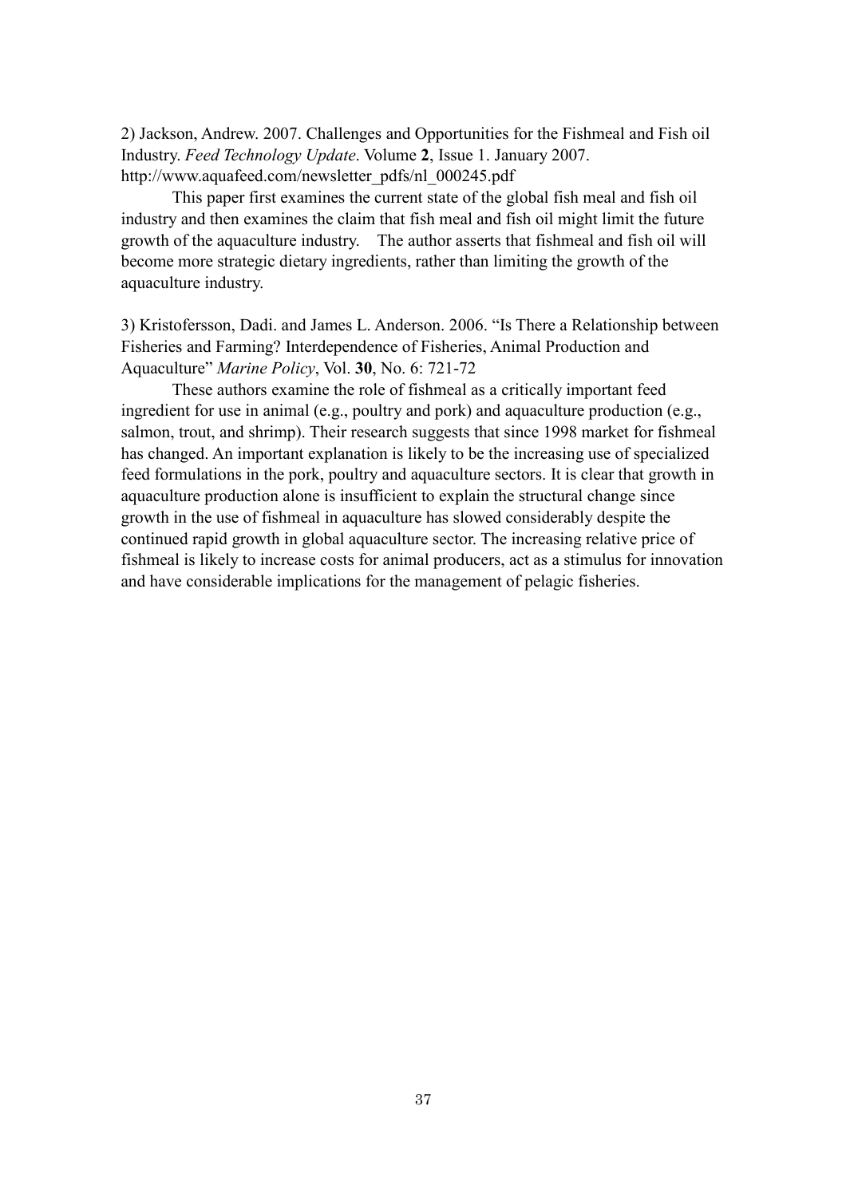2) Jackson, Andrew. 2007. Challenges and Opportunities for the Fishmeal and Fish oil Industry. *Feed Technology Update*. Volume **2**, Issue 1. January 2007. http://www.aquafeed.com/newsletter_pdfs/nl_000245.pdf

This paper first examines the current state of the global fish meal and fish oil industry and then examines the claim that fish meal and fish oil might limit the future growth of the aquaculture industry. The author asserts that fishmeal and fish oil will become more strategic dietary ingredients, rather than limiting the growth of the aquaculture industry.

3) Kristofersson, Dadi. and James L. Anderson. 2006. "Is There a Relationship between Fisheries and Farming? Interdependence of Fisheries, Animal Production and Aquaculture" *Marine Policy*, Vol. **30**, No. 6: 721-72

These authors examine the role of fishmeal as a critically important feed ingredient for use in animal (e.g., poultry and pork) and aquaculture production (e.g., salmon, trout, and shrimp). Their research suggests that since 1998 market for fishmeal has changed. An important explanation is likely to be the increasing use of specialized feed formulations in the pork, poultry and aquaculture sectors. It is clear that growth in aquaculture production alone is insufficient to explain the structural change since growth in the use of fishmeal in aquaculture has slowed considerably despite the continued rapid growth in global aquaculture sector. The increasing relative price of fishmeal is likely to increase costs for animal producers, act as a stimulus for innovation and have considerable implications for the management of pelagic fisheries.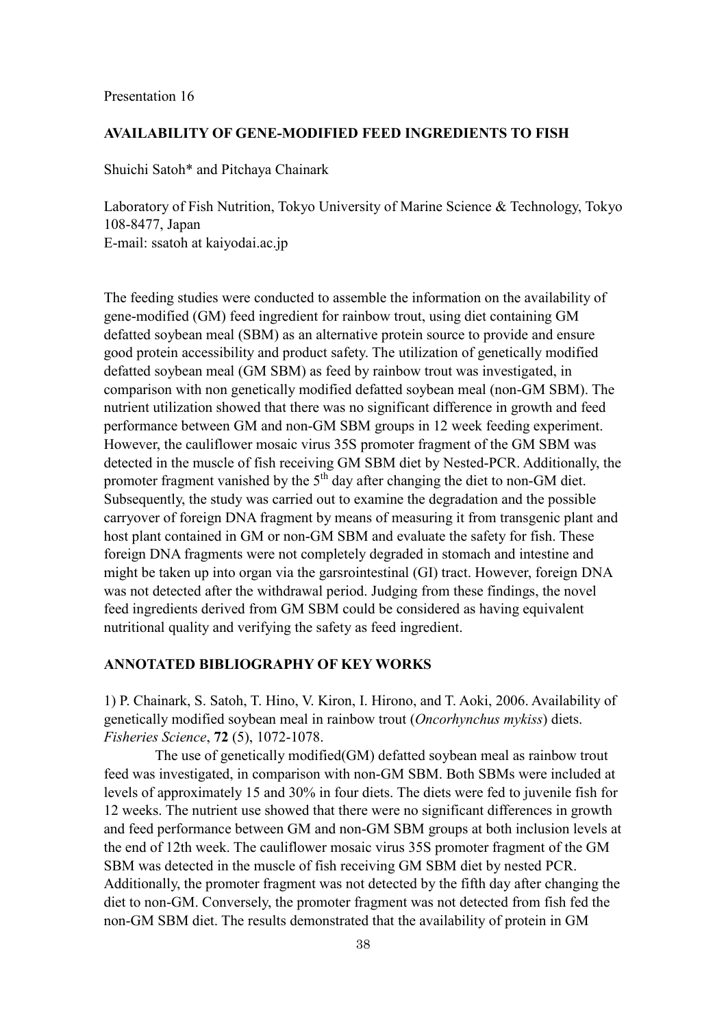Presentation 16

## AVAILABILITY OF GENE-MODIFIED FEED INGREDIENTS TO FISH

Shuichi Satoh* and Pitchaya Chainark

Laboratory of Fish Nutrition, Tokyo University of Marine Science & Technology, Tokyo 108-8477, Japan
E-mail: ssatoh at kaiyodai.ac.jp

The feeding studies were conducted to assemble the information on the availability of gene-modified (GM) feed ingredient for rainbow trout, using diet containing GM defatted soybean meal (SBM) as an alternative protein source to provide and ensure good protein accessibility and product safety. The utilization of genetically modified defatted soybean meal (GM SBM) as feed by rainbow trout was investigated, in comparison with non genetically modified defatted soybean meal (non-GM SBM). The nutrient utilization showed that there was no significant difference in growth and feed performance between GM and non-GM SBM groups in 12 week feeding experiment. However, the cauliflower mosaic virus 35S promoter fragment of the GM SBM was detected in the muscle of fish receiving GM SBM diet by Nested-PCR. Additionally, the promoter fragment vanished by the 5$^{th}$ day after changing the diet to non-GM diet. Subsequently, the study was carried out to examine the degradation and the possible carryover of foreign DNA fragment by means of measuring it from transgenic plant and host plant contained in GM or non-GM SBM and evaluate the safety for fish. These foreign DNA fragments were not completely degraded in stomach and intestine and might be taken up into organ via the garsrointestinal (GI) tract. However, foreign DNA was not detected after the withdrawal period. Judging from these findings, the novel feed ingredients derived from GM SBM could be considered as having equivalent nutritional quality and verifying the safety as feed ingredient.

## ANNOTATED BIBLIOGRAPHY OF KEY WORKS

1) P. Chainark, S. Satoh, T. Hino, V. Kiron, I. Hirono, and T. Aoki, 2006. Availability of genetically modified soybean meal in rainbow trout (*Oncorhynchus mykiss*) diets. *Fisheries Science*, **72** (5), 1072-1078.

The use of genetically modified(GM) defatted soybean meal as rainbow trout feed was investigated, in comparison with non-GM SBM. Both SBMs were included at levels of approximately 15 and 30% in four diets. The diets were fed to juvenile fish for 12 weeks. The nutrient use showed that there were no significant differences in growth and feed performance between GM and non-GM SBM groups at both inclusion levels at the end of 12th week. The cauliflower mosaic virus 35S promoter fragment of the GM SBM was detected in the muscle of fish receiving GM SBM diet by nested PCR. Additionally, the promoter fragment was not detected by the fifth day after changing the diet to non-GM. Conversely, the promoter fragment was not detected from fish fed the non-GM SBM diet. The results demonstrated that the availability of protein in GM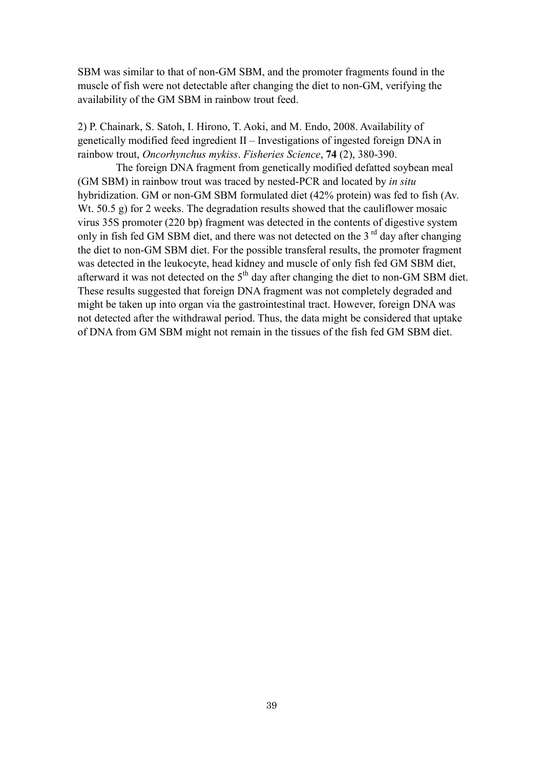SBM was similar to that of non-GM SBM, and the promoter fragments found in the muscle of fish were not detectable after changing the diet to non-GM, verifying the availability of the GM SBM in rainbow trout feed.

2) P. Chainark, S. Satoh, I. Hirono, T. Aoki, and M. Endo, 2008. Availability of genetically modified feed ingredient II – Investigations of ingested foreign DNA in rainbow trout, *Oncorhynchus mykiss*. *Fisheries Science*, **74** (2), 380-390.

The foreign DNA fragment from genetically modified defatted soybean meal (GM SBM) in rainbow trout was traced by nested-PCR and located by *in situ* hybridization. GM or non-GM SBM formulated diet (42% protein) was fed to fish (Av. Wt. 50.5 g) for 2 weeks. The degradation results showed that the cauliflower mosaic virus 35S promoter (220 bp) fragment was detected in the contents of digestive system only in fish fed GM SBM diet, and there was not detected on the 3$^{rd}$ day after changing the diet to non-GM SBM diet. For the possible transferal results, the promoter fragment was detected in the leukocyte, head kidney and muscle of only fish fed GM SBM diet, afterward it was not detected on the 5$^{th}$ day after changing the diet to non-GM SBM diet. These results suggested that foreign DNA fragment was not completely degraded and might be taken up into organ via the gastrointestinal tract. However, foreign DNA was not detected after the withdrawal period. Thus, the data might be considered that uptake of DNA from GM SBM might not remain in the tissues of the fish fed GM SBM diet.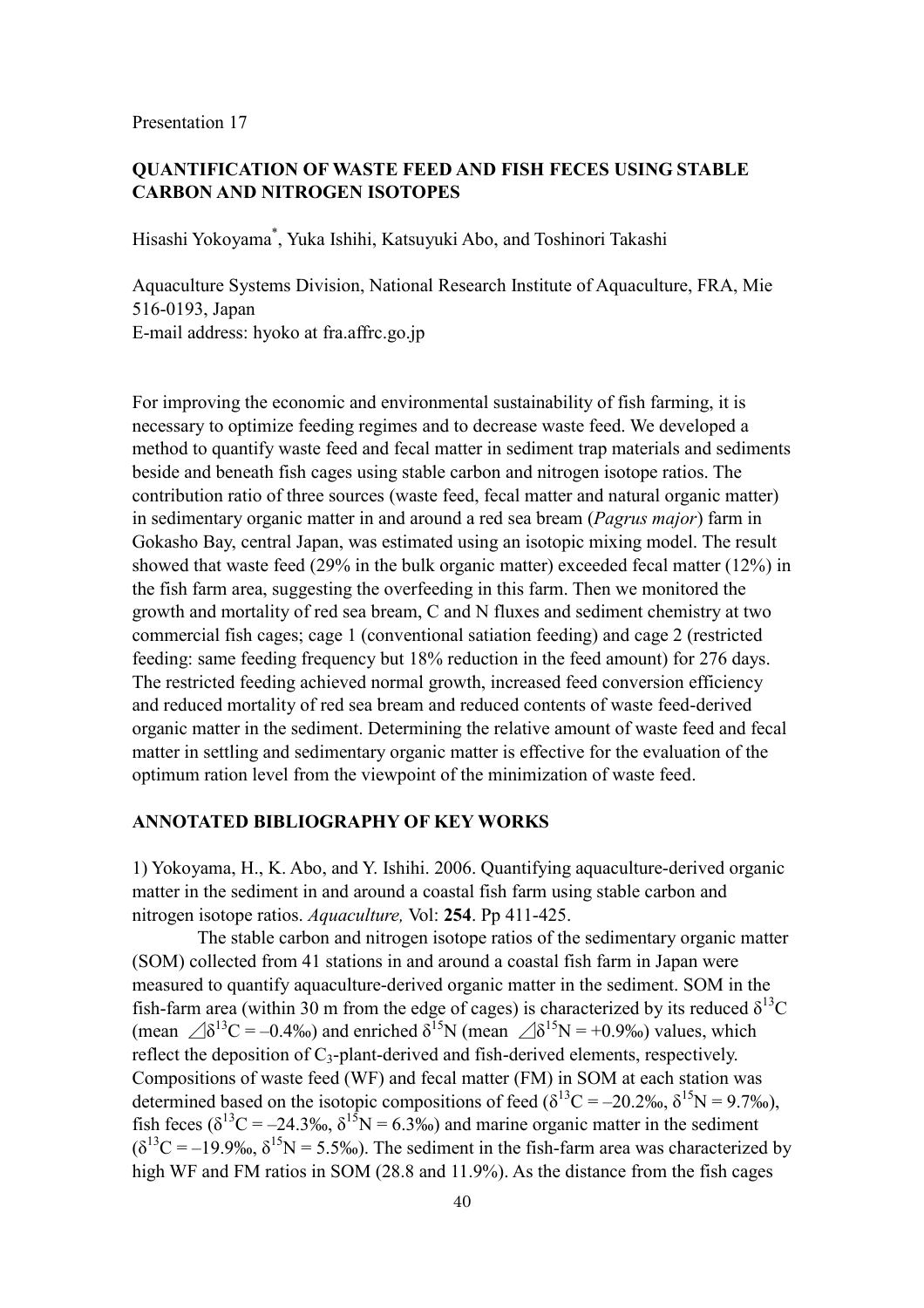Presentation 17

## QUANTIFICATION OF WASTE FEED AND FISH FECES USING STABLE CARBON AND NITROGEN ISOTOPES

Hisashi Yokoyama*, Yuka Ishihi, Katsuyuki Abo, and Toshinori Takashi

Aquaculture Systems Division, National Research Institute of Aquaculture, FRA, Mie 516-0193, Japan
E-mail address: hyoko at fra.affrc.go.jp

For improving the economic and environmental sustainability of fish farming, it is necessary to optimize feeding regimes and to decrease waste feed. We developed a method to quantify waste feed and fecal matter in sediment trap materials and sediments beside and beneath fish cages using stable carbon and nitrogen isotope ratios. The contribution ratio of three sources (waste feed, fecal matter and natural organic matter) in sedimentary organic matter in and around a red sea bream (*Pagrus major*) farm in Gokasho Bay, central Japan, was estimated using an isotopic mixing model. The result showed that waste feed (29% in the bulk organic matter) exceeded fecal matter (12%) in the fish farm area, suggesting the overfeeding in this farm. Then we monitored the growth and mortality of red sea bream, C and N fluxes and sediment chemistry at two commercial fish cages; cage 1 (conventional satiation feeding) and cage 2 (restricted feeding: same feeding frequency but 18% reduction in the feed amount) for 276 days. The restricted feeding achieved normal growth, increased feed conversion efficiency and reduced mortality of red sea bream and reduced contents of waste feed-derived organic matter in the sediment. Determining the relative amount of waste feed and fecal matter in settling and sedimentary organic matter is effective for the evaluation of the optimum ration level from the viewpoint of the minimization of waste feed.

### ANNOTATED BIBLIOGRAPHY OF KEY WORKS

1) Yokoyama, H., K. Abo, and Y. Ishihi. 2006. Quantifying aquaculture-derived organic matter in the sediment in and around a coastal fish farm using stable carbon and nitrogen isotope ratios. *Aquaculture,* Vol: **254**. Pp 411-425.

The stable carbon and nitrogen isotope ratios of the sedimentary organic matter (SOM) collected from 41 stations in and around a coastal fish farm in Japan were measured to quantify aquaculture-derived organic matter in the sediment. SOM in the fish-farm area (within 30 m from the edge of cages) is characterized by its reduced $\delta^{13}C$ (mean $\Delta\delta^{13}C = -0.4‰$) and enriched $\delta^{15}N$ (mean $\Delta\delta^{15}N = +0.9‰$) values, which reflect the deposition of $C_3$-plant-derived and fish-derived elements, respectively. Compositions of waste feed (WF) and fecal matter (FM) in SOM at each station was determined based on the isotopic compositions of feed ($\delta^{13}C = -20.2‰$, $\delta^{15}N = 9.7‰$), fish feces ($\delta^{13}C = -24.3‰$, $\delta^{15}N = 6.3‰$) and marine organic matter in the sediment ($\delta^{13}C = -19.9‰$, $\delta^{15}N = 5.5‰$). The sediment in the fish-farm area was characterized by high WF and FM ratios in SOM (28.8 and 11.9%). As the distance from the fish cages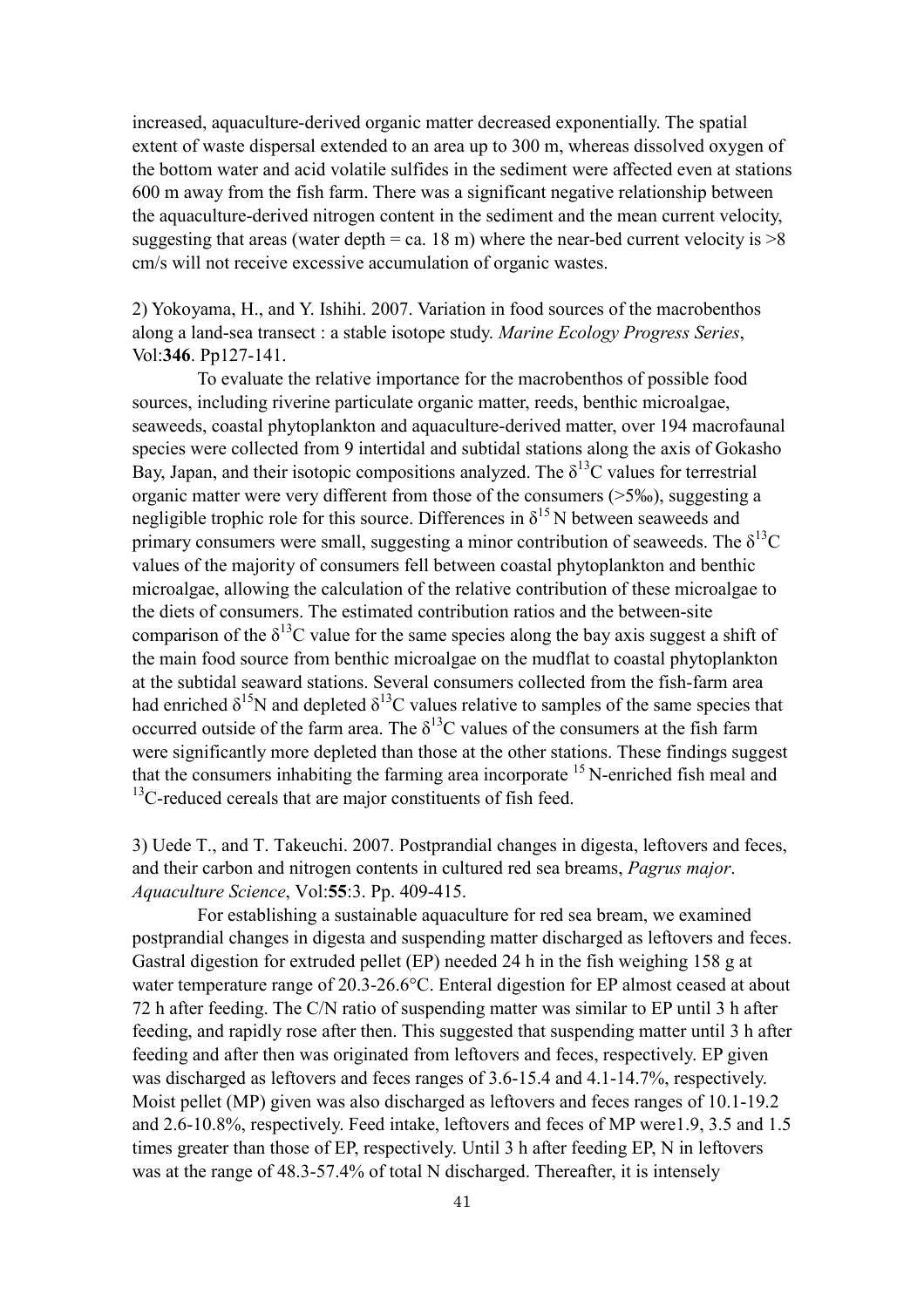increased, aquaculture-derived organic matter decreased exponentially. The spatial extent of waste dispersal extended to an area up to 300 m, whereas dissolved oxygen of the bottom water and acid volatile sulfides in the sediment were affected even at stations 600 m away from the fish farm. There was a significant negative relationship between the aquaculture-derived nitrogen content in the sediment and the mean current velocity, suggesting that areas (water depth = ca. 18 m) where the near-bed current velocity is >8 cm/s will not receive excessive accumulation of organic wastes.

2) Yokoyama, H., and Y. Ishihi. 2007. Variation in food sources of the macrobenthos along a land-sea transect : a stable isotope study. *Marine Ecology Progress Series*, Vol:**346**. Pp127-141.

To evaluate the relative importance for the macrobenthos of possible food sources, including riverine particulate organic matter, reeds, benthic microalgae, seaweeds, coastal phytoplankton and aquaculture-derived matter, over 194 macrofaunal species were collected from 9 intertidal and subtidal stations along the axis of Gokasho Bay, Japan, and their isotopic compositions analyzed. The $\delta^{13}C$ values for terrestrial organic matter were very different from those of the consumers (>5‰), suggesting a negligible trophic role for this source. Differences in $\delta^{15}N$ between seaweeds and primary consumers were small, suggesting a minor contribution of seaweeds. The $\delta^{13}C$ values of the majority of consumers fell between coastal phytoplankton and benthic microalgae, allowing the calculation of the relative contribution of these microalgae to the diets of consumers. The estimated contribution ratios and the between-site comparison of the $\delta^{13}C$ value for the same species along the bay axis suggest a shift of the main food source from benthic microalgae on the mudflat to coastal phytoplankton at the subtidal seaward stations. Several consumers collected from the fish-farm area had enriched $\delta^{15}N$ and depleted $\delta^{13}C$ values relative to samples of the same species that occurred outside of the farm area. The $\delta^{13}C$ values of the consumers at the fish farm were significantly more depleted than those at the other stations. These findings suggest that the consumers inhabiting the farming area incorporate $^{15}N$-enriched fish meal and $^{13}C$-reduced cereals that are major constituents of fish feed.

3) Uede T., and T. Takeuchi. 2007. Postprandial changes in digesta, leftovers and feces, and their carbon and nitrogen contents in cultured red sea breams, *Pagrus major*. *Aquaculture Science*, Vol:**55**:3. Pp. 409-415.

For establishing a sustainable aquaculture for red sea bream, we examined postprandial changes in digesta and suspending matter discharged as leftovers and feces. Gastral digestion for extruded pellet (EP) needed 24 h in the fish weighing 158 g at water temperature range of 20.3-26.6°C. Enteral digestion for EP almost ceased at about 72 h after feeding. The C/N ratio of suspending matter was similar to EP until 3 h after feeding, and rapidly rose after then. This suggested that suspending matter until 3 h after feeding and after then was originated from leftovers and feces, respectively. EP given was discharged as leftovers and feces ranges of 3.6-15.4 and 4.1-14.7%, respectively. Moist pellet (MP) given was also discharged as leftovers and feces ranges of 10.1-19.2 and 2.6-10.8%, respectively. Feed intake, leftovers and feces of MP were1.9, 3.5 and 1.5 times greater than those of EP, respectively. Until 3 h after feeding EP, N in leftovers was at the range of 48.3-57.4% of total N discharged. Thereafter, it is intensely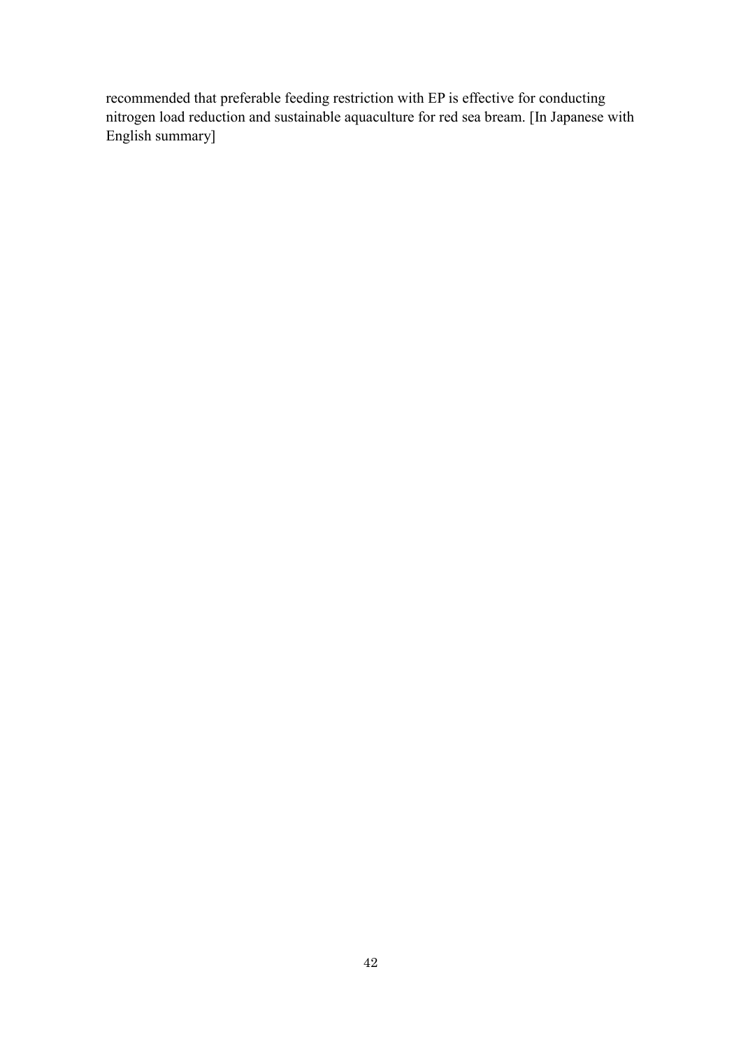recommended that preferable feeding restriction with EP is effective for conducting nitrogen load reduction and sustainable aquaculture for red sea bream. [In Japanese with English summary]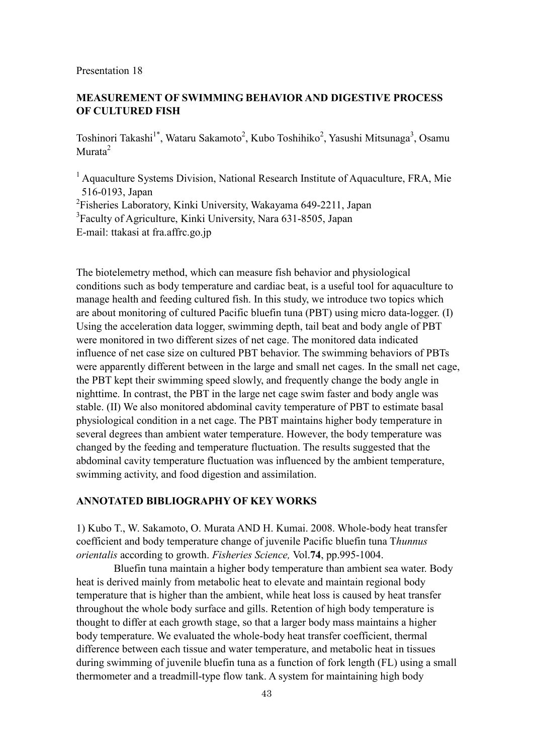Presentation 18

## MEASUREMENT OF SWIMMING BEHAVIOR AND DIGESTIVE PROCESS OF CULTURED FISH

Toshinori Takashi[1*], Wataru Sakamoto[2], Kubo Toshihiko[2], Yasushi Mitsunaga[3], Osamu Murata[2]

[1] Aquaculture Systems Division, National Research Institute of Aquaculture, FRA, Mie 516-0193, Japan
[2]Fisheries Laboratory, Kinki University, Wakayama 649-2211, Japan
[3]Faculty of Agriculture, Kinki University, Nara 631-8505, Japan
E-mail: ttakasi at fra.affrc.go.jp

The biotelemetry method, which can measure fish behavior and physiological conditions such as body temperature and cardiac beat, is a useful tool for aquaculture to manage health and feeding cultured fish. In this study, we introduce two topics which are about monitoring of cultured Pacific bluefin tuna (PBT) using micro data-logger. (I) Using the acceleration data logger, swimming depth, tail beat and body angle of PBT were monitored in two different sizes of net cage. The monitored data indicated influence of net case size on cultured PBT behavior. The swimming behaviors of PBTs were apparently different between in the large and small net cages. In the small net cage, the PBT kept their swimming speed slowly, and frequently change the body angle in nighttime. In contrast, the PBT in the large net cage swim faster and body angle was stable. (II) We also monitored abdominal cavity temperature of PBT to estimate basal physiological condition in a net cage. The PBT maintains higher body temperature in several degrees than ambient water temperature. However, the body temperature was changed by the feeding and temperature fluctuation. The results suggested that the abdominal cavity temperature fluctuation was influenced by the ambient temperature, swimming activity, and food digestion and assimilation.

### ANNOTATED BIBLIOGRAPHY OF KEY WORKS

1) Kubo T., W. Sakamoto, O. Murata AND H. Kumai. 2008. Whole-body heat transfer coefficient and body temperature change of juvenile Pacific bluefin tuna T*hunnus orientalis* according to growth. *Fisheries Science,* Vol.**74**, pp.995-1004.

Bluefin tuna maintain a higher body temperature than ambient sea water. Body heat is derived mainly from metabolic heat to elevate and maintain regional body temperature that is higher than the ambient, while heat loss is caused by heat transfer throughout the whole body surface and gills. Retention of high body temperature is thought to differ at each growth stage, so that a larger body mass maintains a higher body temperature. We evaluated the whole-body heat transfer coefficient, thermal difference between each tissue and water temperature, and metabolic heat in tissues during swimming of juvenile bluefin tuna as a function of fork length (FL) using a small thermometer and a treadmill-type flow tank. A system for maintaining high body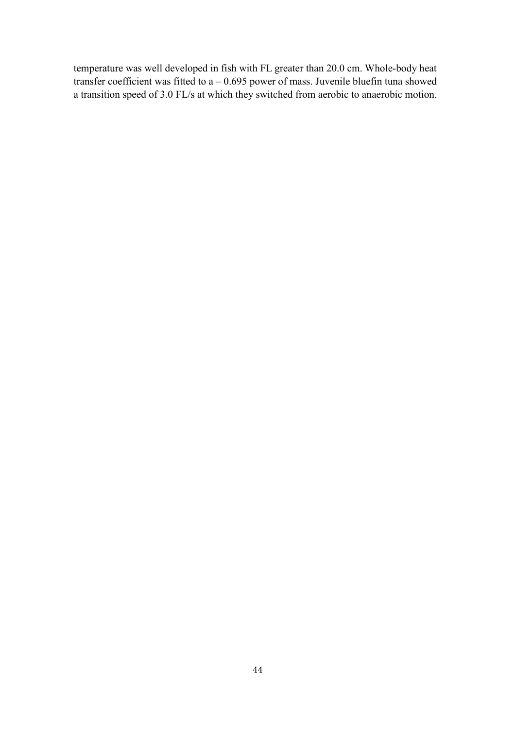temperature was well developed in fish with FL greater than 20.0 cm. Whole-body heat transfer coefficient was fitted to a – 0.695 power of mass. Juvenile bluefin tuna showed a transition speed of 3.0 FL/s at which they switched from aerobic to anaerobic motion.